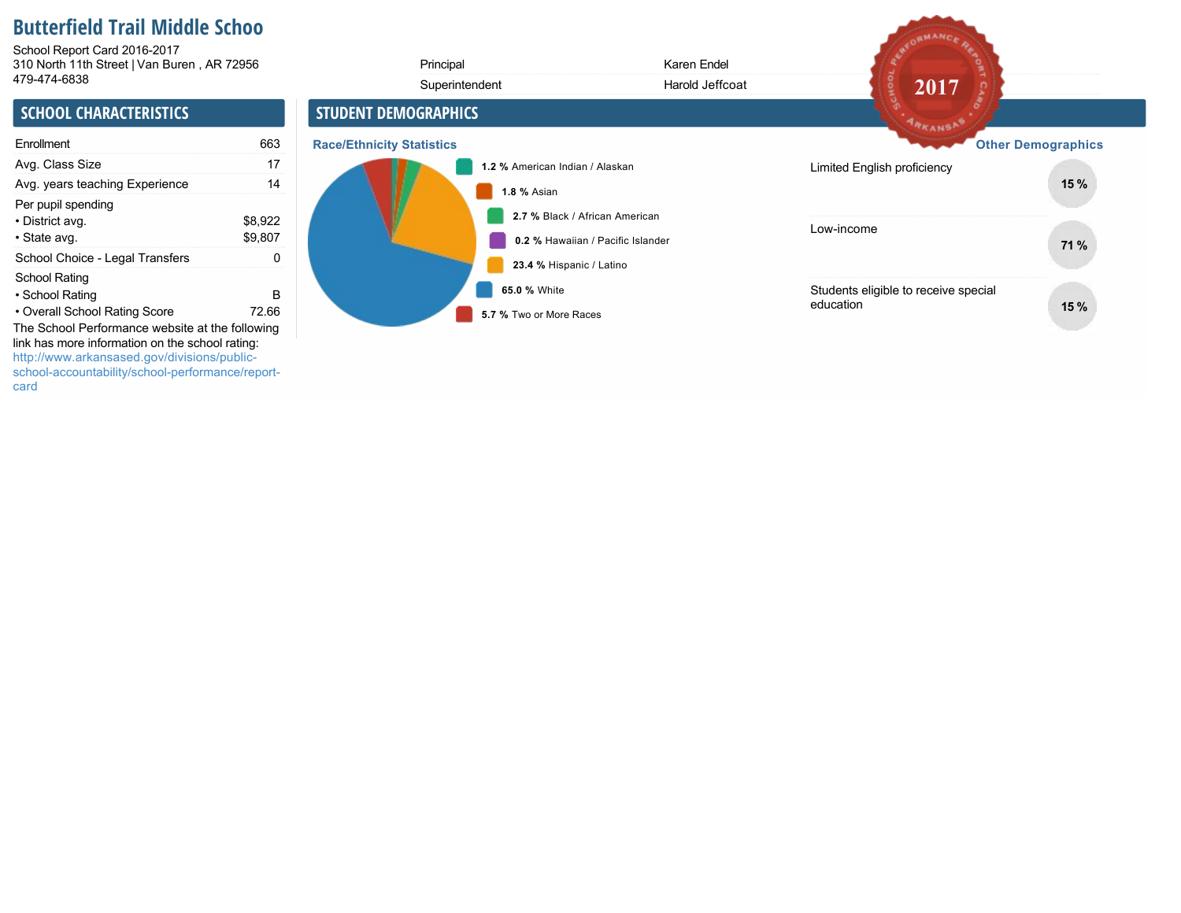# Butterfield Trail Middle Schoo

School Report Card 2016-2017
310 North 11th Street | Van Buren , AR 72956
479-474-6838

| | |
|---|---|
| Principal | Karen Endel |
| Superintendent | Harold Jeffcoat |

## SCHOOL CHARACTERISTICS

| | |
|---|---|
| Enrollment | 663 |
| Avg. Class Size | 17 |
| Avg. years teaching Experience | 14 |
| Per pupil spending | |
| • District avg. | $8,922 |
| • State avg. | $9,807 |
| School Choice - Legal Transfers | 0 |
| School Rating | |
| • School Rating | B |
| • Overall School Rating Score | 72.66 |

The School Performance website at the following link has more information on the school rating: http://www.arkansased.gov/divisions/public-school-accountability/school-performance/report-card

## STUDENT DEMOGRAPHICS

### Race/Ethnicity Statistics

- **1.2 %** American Indian / Alaskan
- **1.8 %** Asian
- **2.7 %** Black / African American
- **0.2 %** Hawaiian / Pacific Islander
- **23.4 %** Hispanic / Latino
- **65.0 %** White
- **5.7 %** Two or More Races

### Other Demographics

| | |
|---|---|
| Limited English proficiency | 15 % |
| Low-income | 71 % |
| Students eligible to receive special education | 15 % |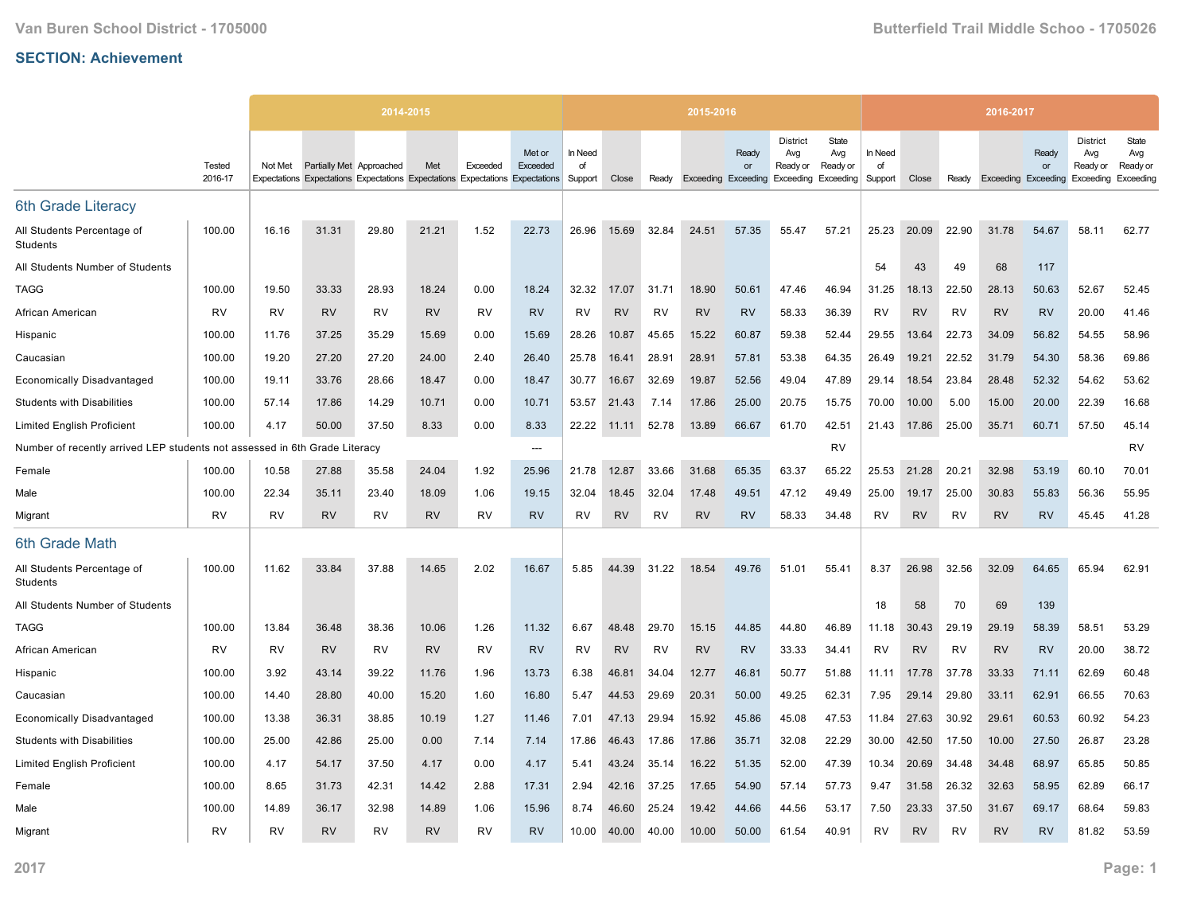Van Buren School District - 1705000

Butterfield Trail Middle Schoo - 1705026

## SECTION: Achievement

| | Tested 2016-17 | 2014-2015 | | | | | | 2015-2016 | | | | | | | 2016-2017 | | | | | | |
|---|---|---|---|---|---|---|---|---|---|---|---|---|---|---|---|---|---|---|---|---|---|
| | | Not Met Expectations | Partially Met Expectations | Approached Expectations | Met Expectations | Exceeded Expectations | Met or Exceeded Expectations | In Need of Support | Close | Ready | Exceeding | Ready or Exceeding | District Avg Ready or Exceeding | State Avg Ready or Exceeding | In Need of Support | Close | Ready | Exceeding | Ready or Exceeding | District Avg Ready or Exceeding | State Avg Ready or Exceeding |
| **6th Grade Literacy** | | | | | | | | | | | | | | | | | | | | | |
| All Students Percentage of Students | 100.00 | 16.16 | 31.31 | 29.80 | 21.21 | 1.52 | 22.73 | 26.96 | 15.69 | 32.84 | 24.51 | 57.35 | 55.47 | 57.21 | 25.23 | 20.09 | 22.90 | 31.78 | 54.67 | 58.11 | 62.77 |
| All Students Number of Students | | | | | | | | | | | | | | | 54 | 43 | 49 | 68 | 117 | | |
| TAGG | 100.00 | 19.50 | 33.33 | 28.93 | 18.24 | 0.00 | 18.24 | 32.32 | 17.07 | 31.71 | 18.90 | 50.61 | 47.46 | 46.94 | 31.25 | 18.13 | 22.50 | 28.13 | 50.63 | 52.67 | 52.45 |
| African American | RV | RV | RV | RV | RV | RV | RV | RV | RV | RV | RV | RV | 58.33 | 36.39 | RV | RV | RV | RV | RV | 20.00 | 41.46 |
| Hispanic | 100.00 | 11.76 | 37.25 | 35.29 | 15.69 | 0.00 | 15.69 | 28.26 | 10.87 | 45.65 | 15.22 | 60.87 | 59.38 | 52.44 | 29.55 | 13.64 | 22.73 | 34.09 | 56.82 | 54.55 | 58.96 |
| Caucasian | 100.00 | 19.20 | 27.20 | 27.20 | 24.00 | 2.40 | 26.40 | 25.78 | 16.41 | 28.91 | 28.91 | 57.81 | 53.38 | 64.35 | 26.49 | 19.21 | 22.52 | 31.79 | 54.30 | 58.36 | 69.86 |
| Economically Disadvantaged | 100.00 | 19.11 | 33.76 | 28.66 | 18.47 | 0.00 | 18.47 | 30.77 | 16.67 | 32.69 | 19.87 | 52.56 | 49.04 | 47.89 | 29.14 | 18.54 | 23.84 | 28.48 | 52.32 | 54.62 | 53.62 |
| Students with Disabilities | 100.00 | 57.14 | 17.86 | 14.29 | 10.71 | 0.00 | 10.71 | 53.57 | 21.43 | 7.14 | 17.86 | 25.00 | 20.75 | 15.75 | 70.00 | 10.00 | 5.00 | 15.00 | 20.00 | 22.39 | 16.68 |
| Limited English Proficient | 100.00 | 4.17 | 50.00 | 37.50 | 8.33 | 0.00 | 8.33 | 22.22 | 11.11 | 52.78 | 13.89 | 66.67 | 61.70 | 42.51 | 21.43 | 17.86 | 25.00 | 35.71 | 60.71 | 57.50 | 45.14 |
| Number of recently arrived LEP students not assessed in 6th Grade Literacy | | | | | | | --- | | | | | | | RV | | | | | | | RV |
| Female | 100.00 | 10.58 | 27.88 | 35.58 | 24.04 | 1.92 | 25.96 | 21.78 | 12.87 | 33.66 | 31.68 | 65.35 | 63.37 | 65.22 | 25.53 | 21.28 | 20.21 | 32.98 | 53.19 | 60.10 | 70.01 |
| Male | 100.00 | 22.34 | 35.11 | 23.40 | 18.09 | 1.06 | 19.15 | 32.04 | 18.45 | 32.04 | 17.48 | 49.51 | 47.12 | 49.49 | 25.00 | 19.17 | 25.00 | 30.83 | 55.83 | 56.36 | 55.95 |
| Migrant | RV | RV | RV | RV | RV | RV | RV | RV | RV | RV | RV | RV | 58.33 | 34.48 | RV | RV | RV | RV | RV | 45.45 | 41.28 |
| **6th Grade Math** | | | | | | | | | | | | | | | | | | | | | |
| All Students Percentage of Students | 100.00 | 11.62 | 33.84 | 37.88 | 14.65 | 2.02 | 16.67 | 5.85 | 44.39 | 31.22 | 18.54 | 49.76 | 51.01 | 55.41 | 8.37 | 26.98 | 32.56 | 32.09 | 64.65 | 65.94 | 62.91 |
| All Students Number of Students | | | | | | | | | | | | | | | 18 | 58 | 70 | 69 | 139 | | |
| TAGG | 100.00 | 13.84 | 36.48 | 38.36 | 10.06 | 1.26 | 11.32 | 6.67 | 48.48 | 29.70 | 15.15 | 44.85 | 44.80 | 46.89 | 11.18 | 30.43 | 29.19 | 29.19 | 58.39 | 58.51 | 53.29 |
| African American | RV | RV | RV | RV | RV | RV | RV | RV | RV | RV | RV | RV | 33.33 | 34.41 | RV | RV | RV | RV | RV | 20.00 | 38.72 |
| Hispanic | 100.00 | 3.92 | 43.14 | 39.22 | 11.76 | 1.96 | 13.73 | 6.38 | 46.81 | 34.04 | 12.77 | 46.81 | 50.77 | 51.88 | 11.11 | 17.78 | 37.78 | 33.33 | 71.11 | 62.69 | 60.48 |
| Caucasian | 100.00 | 14.40 | 28.80 | 40.00 | 15.20 | 1.60 | 16.80 | 5.47 | 44.53 | 29.69 | 20.31 | 50.00 | 49.25 | 62.31 | 7.95 | 29.14 | 29.80 | 33.11 | 62.91 | 66.55 | 70.63 |
| Economically Disadvantaged | 100.00 | 13.38 | 36.31 | 38.85 | 10.19 | 1.27 | 11.46 | 7.01 | 47.13 | 29.94 | 15.92 | 45.86 | 45.08 | 47.53 | 11.84 | 27.63 | 30.92 | 29.61 | 60.53 | 60.92 | 54.23 |
| Students with Disabilities | 100.00 | 25.00 | 42.86 | 25.00 | 0.00 | 7.14 | 7.14 | 17.86 | 46.43 | 17.86 | 17.86 | 35.71 | 32.08 | 22.29 | 30.00 | 42.50 | 17.50 | 10.00 | 27.50 | 26.87 | 23.28 |
| Limited English Proficient | 100.00 | 4.17 | 54.17 | 37.50 | 4.17 | 0.00 | 4.17 | 5.41 | 43.24 | 35.14 | 16.22 | 51.35 | 52.00 | 47.39 | 10.34 | 20.69 | 34.48 | 34.48 | 68.97 | 65.85 | 50.85 |
| Female | 100.00 | 8.65 | 31.73 | 42.31 | 14.42 | 2.88 | 17.31 | 2.94 | 42.16 | 37.25 | 17.65 | 54.90 | 57.14 | 57.73 | 9.47 | 31.58 | 26.32 | 32.63 | 58.95 | 62.89 | 66.17 |
| Male | 100.00 | 14.89 | 36.17 | 32.98 | 14.89 | 1.06 | 15.96 | 8.74 | 46.60 | 25.24 | 19.42 | 44.66 | 44.56 | 53.17 | 7.50 | 23.33 | 37.50 | 31.67 | 69.17 | 68.64 | 59.83 |
| Migrant | RV | RV | RV | RV | RV | RV | RV | 10.00 | 40.00 | 40.00 | 10.00 | 50.00 | 61.54 | 40.91 | RV | RV | RV | RV | RV | 81.82 | 53.59 |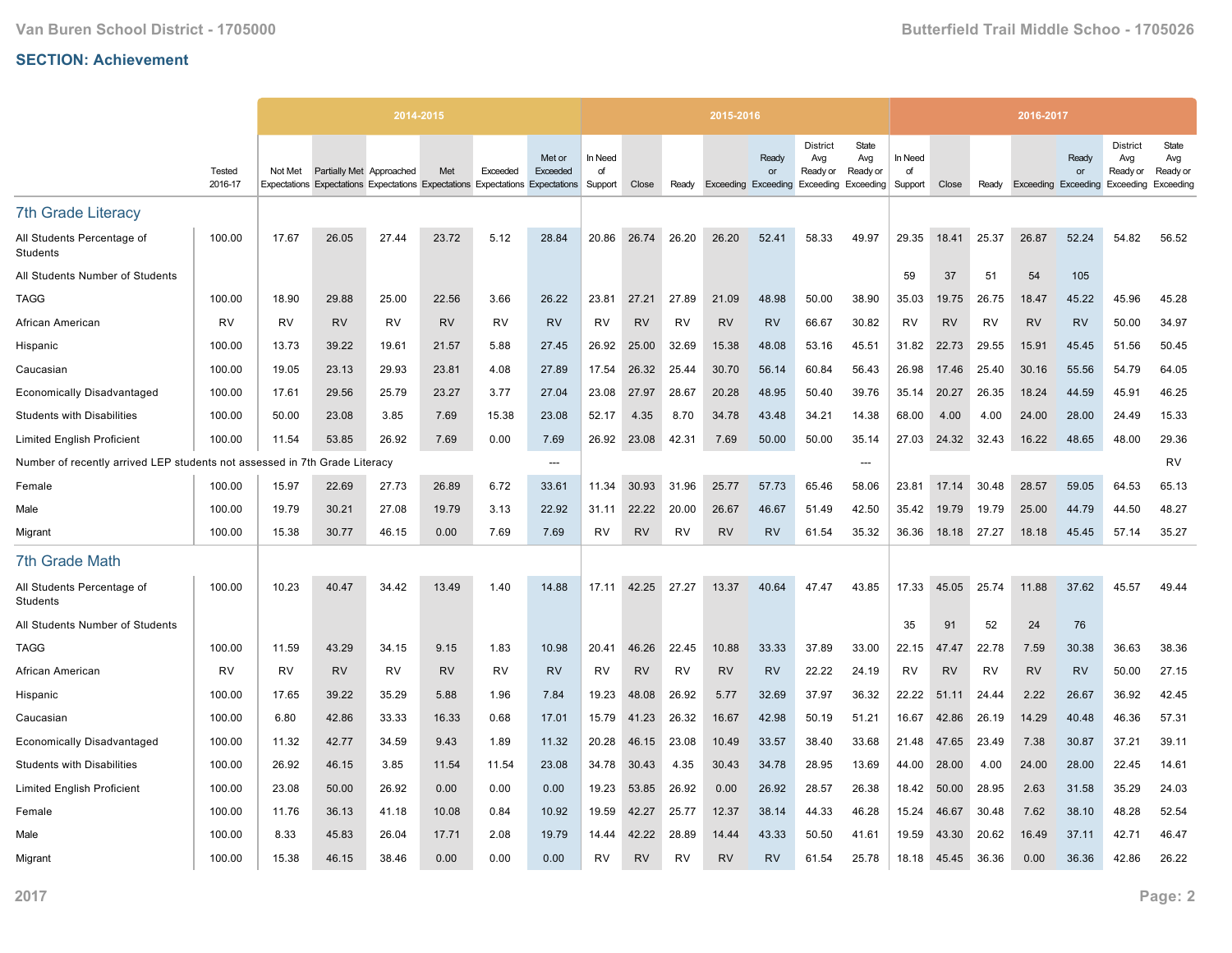## SECTION: Achievement

| | Tested 2016-17 | 2014-2015 | | | | | | 2015-2016 | | | | | | | 2016-2017 | | | | | | |
|---|---|---|---|---|---|---|---|---|---|---|---|---|---|---|---|---|---|---|---|---|---|
| | | Not Met Expectations | Partially Met Expectations | Approached Expectations | Met Expectations | Exceeded Expectations | Met or Exceeded Expectations | In Need of Support | Close | Ready | Exceeding | Ready or Exceeding | District Avg Ready or Exceeding | State Avg Ready or Exceeding | In Need of Support | Close | Ready | Exceeding | Ready or Exceeding | District Avg Ready or Exceeding | State Avg Ready or Exceeding |
| **7th Grade Literacy** | | | | | | | | | | | | | | | | | | | | | |
| All Students Percentage of Students | 100.00 | 17.67 | 26.05 | 27.44 | 23.72 | 5.12 | 28.84 | 20.86 | 26.74 | 26.20 | 26.20 | 52.41 | 58.33 | 49.97 | 29.35 | 18.41 | 25.37 | 26.87 | 52.24 | 54.82 | 56.52 |
| All Students Number of Students | | | | | | | | | | | | | | | 59 | 37 | 51 | 54 | 105 | | |
| TAGG | 100.00 | 18.90 | 29.88 | 25.00 | 22.56 | 3.66 | 26.22 | 23.81 | 27.21 | 27.89 | 21.09 | 48.98 | 50.00 | 38.90 | 35.03 | 19.75 | 26.75 | 18.47 | 45.22 | 45.96 | 45.28 |
| African American | RV | RV | RV | RV | RV | RV | RV | RV | RV | RV | RV | RV | 66.67 | 30.82 | RV | RV | RV | RV | RV | 50.00 | 34.97 |
| Hispanic | 100.00 | 13.73 | 39.22 | 19.61 | 21.57 | 5.88 | 27.45 | 26.92 | 25.00 | 32.69 | 15.38 | 48.08 | 53.16 | 45.51 | 31.82 | 22.73 | 29.55 | 15.91 | 45.45 | 51.56 | 50.45 |
| Caucasian | 100.00 | 19.05 | 23.13 | 29.93 | 23.81 | 4.08 | 27.89 | 17.54 | 26.32 | 25.44 | 30.70 | 56.14 | 60.84 | 56.43 | 26.98 | 17.46 | 25.40 | 30.16 | 55.56 | 54.79 | 64.05 |
| Economically Disadvantaged | 100.00 | 17.61 | 29.56 | 25.79 | 23.27 | 3.77 | 27.04 | 23.08 | 27.97 | 28.67 | 20.28 | 48.95 | 50.40 | 39.76 | 35.14 | 20.27 | 26.35 | 18.24 | 44.59 | 45.91 | 46.25 |
| Students with Disabilities | 100.00 | 50.00 | 23.08 | 3.85 | 7.69 | 15.38 | 23.08 | 52.17 | 4.35 | 8.70 | 34.78 | 43.48 | 34.21 | 14.38 | 68.00 | 4.00 | 4.00 | 24.00 | 28.00 | 24.49 | 15.33 |
| Limited English Proficient | 100.00 | 11.54 | 53.85 | 26.92 | 7.69 | 0.00 | 7.69 | 26.92 | 23.08 | 42.31 | 7.69 | 50.00 | 50.00 | 35.14 | 27.03 | 24.32 | 32.43 | 16.22 | 48.65 | 48.00 | 29.36 |
| Number of recently arrived LEP students not assessed in 7th Grade Literacy | | | | | | | --- | | | | | | | --- | | | | | | | RV |
| Female | 100.00 | 15.97 | 22.69 | 27.73 | 26.89 | 6.72 | 33.61 | 11.34 | 30.93 | 31.96 | 25.77 | 57.73 | 65.46 | 58.06 | 23.81 | 17.14 | 30.48 | 28.57 | 59.05 | 64.53 | 65.13 |
| Male | 100.00 | 19.79 | 30.21 | 27.08 | 19.79 | 3.13 | 22.92 | 31.11 | 22.22 | 20.00 | 26.67 | 46.67 | 51.49 | 42.50 | 35.42 | 19.79 | 19.79 | 25.00 | 44.79 | 44.50 | 48.27 |
| Migrant | 100.00 | 15.38 | 30.77 | 46.15 | 0.00 | 7.69 | 7.69 | RV | RV | RV | RV | RV | 61.54 | 35.32 | 36.36 | 18.18 | 27.27 | 18.18 | 45.45 | 57.14 | 35.27 |
| **7th Grade Math** | | | | | | | | | | | | | | | | | | | | | |
| All Students Percentage of Students | 100.00 | 10.23 | 40.47 | 34.42 | 13.49 | 1.40 | 14.88 | 17.11 | 42.25 | 27.27 | 13.37 | 40.64 | 47.47 | 43.85 | 17.33 | 45.05 | 25.74 | 11.88 | 37.62 | 45.57 | 49.44 |
| All Students Number of Students | | | | | | | | | | | | | | | 35 | 91 | 52 | 24 | 76 | | |
| TAGG | 100.00 | 11.59 | 43.29 | 34.15 | 9.15 | 1.83 | 10.98 | 20.41 | 46.26 | 22.45 | 10.88 | 33.33 | 37.89 | 33.00 | 22.15 | 47.47 | 22.78 | 7.59 | 30.38 | 36.63 | 38.36 |
| African American | RV | RV | RV | RV | RV | RV | RV | RV | RV | RV | RV | RV | 22.22 | 24.19 | RV | RV | RV | RV | RV | 50.00 | 27.15 |
| Hispanic | 100.00 | 17.65 | 39.22 | 35.29 | 5.88 | 1.96 | 7.84 | 19.23 | 48.08 | 26.92 | 5.77 | 32.69 | 37.97 | 36.32 | 22.22 | 51.11 | 24.44 | 2.22 | 26.67 | 36.92 | 42.45 |
| Caucasian | 100.00 | 6.80 | 42.86 | 33.33 | 16.33 | 0.68 | 17.01 | 15.79 | 41.23 | 26.32 | 16.67 | 42.98 | 50.19 | 51.21 | 16.67 | 42.86 | 26.19 | 14.29 | 40.48 | 46.36 | 57.31 |
| Economically Disadvantaged | 100.00 | 11.32 | 42.77 | 34.59 | 9.43 | 1.89 | 11.32 | 20.28 | 46.15 | 23.08 | 10.49 | 33.57 | 38.40 | 33.68 | 21.48 | 47.65 | 23.49 | 7.38 | 30.87 | 37.21 | 39.11 |
| Students with Disabilities | 100.00 | 26.92 | 46.15 | 3.85 | 11.54 | 11.54 | 23.08 | 34.78 | 30.43 | 4.35 | 30.43 | 34.78 | 28.95 | 13.69 | 44.00 | 28.00 | 4.00 | 24.00 | 28.00 | 22.45 | 14.61 |
| Limited English Proficient | 100.00 | 23.08 | 50.00 | 26.92 | 0.00 | 0.00 | 0.00 | 19.23 | 53.85 | 26.92 | 0.00 | 26.92 | 28.57 | 26.38 | 18.42 | 50.00 | 28.95 | 2.63 | 31.58 | 35.29 | 24.03 |
| Female | 100.00 | 11.76 | 36.13 | 41.18 | 10.08 | 0.84 | 10.92 | 19.59 | 42.27 | 25.77 | 12.37 | 38.14 | 44.33 | 46.28 | 15.24 | 46.67 | 30.48 | 7.62 | 38.10 | 48.28 | 52.54 |
| Male | 100.00 | 8.33 | 45.83 | 26.04 | 17.71 | 2.08 | 19.79 | 14.44 | 42.22 | 28.89 | 14.44 | 43.33 | 50.50 | 41.61 | 19.59 | 43.30 | 20.62 | 16.49 | 37.11 | 42.71 | 46.47 |
| Migrant | 100.00 | 15.38 | 46.15 | 38.46 | 0.00 | 0.00 | 0.00 | RV | RV | RV | RV | RV | 61.54 | 25.78 | 18.18 | 45.45 | 36.36 | 0.00 | 36.36 | 42.86 | 26.22 |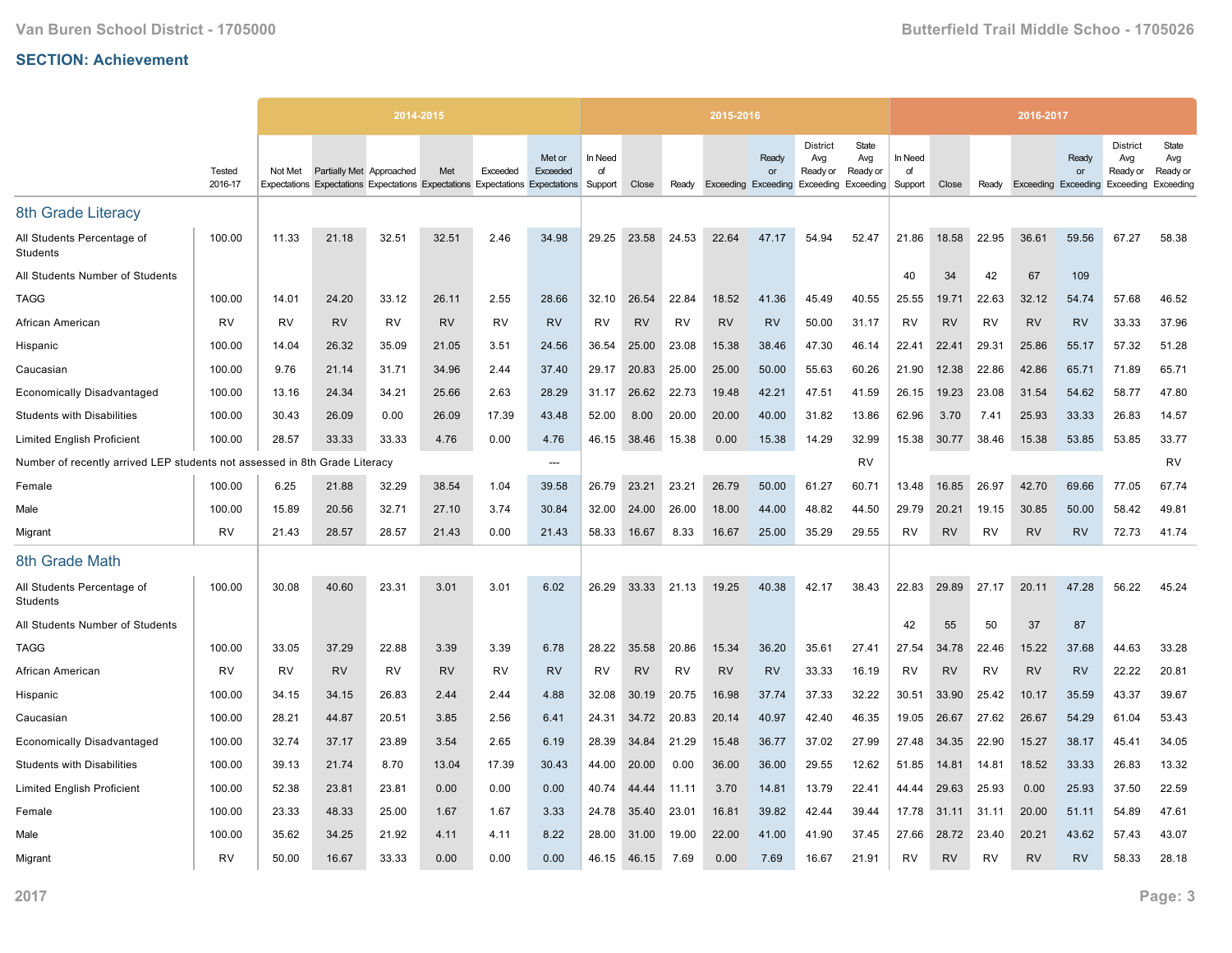**SECTION: Achievement**

| | Tested 2016-17 | 2014-2015 | | | | | | 2015-2016 | | | | | | | 2016-2017 | | | | | | |
|---|---|---|---|---|---|---|---|---|---|---|---|---|---|---|---|---|---|---|---|---|---|
| | | Not Met Expectations | Partially Met Expectations | Approached Expectations | Met Expectations | Exceeded Expectations | Met or Exceeded Expectations | In Need of Support | Close | Ready | Exceeding | Ready or Exceeding | District Avg Ready or Exceeding | State Avg Ready or Exceeding | In Need of Support | Close | Ready | Exceeding | Ready or Exceeding | District Avg Ready or Exceeding | State Avg Ready or Exceeding |
| **8th Grade Literacy** | | | | | | | | | | | | | | | | | | | | | |
| All Students Percentage of Students | 100.00 | 11.33 | 21.18 | 32.51 | 32.51 | 2.46 | 34.98 | 29.25 | 23.58 | 24.53 | 22.64 | 47.17 | 54.94 | 52.47 | 21.86 | 18.58 | 22.95 | 36.61 | 59.56 | 67.27 | 58.38 |
| All Students Number of Students | | | | | | | | | | | | | | | 40 | 34 | 42 | 67 | 109 | | |
| TAGG | 100.00 | 14.01 | 24.20 | 33.12 | 26.11 | 2.55 | 28.66 | 32.10 | 26.54 | 22.84 | 18.52 | 41.36 | 45.49 | 40.55 | 25.55 | 19.71 | 22.63 | 32.12 | 54.74 | 57.68 | 46.52 |
| African American | RV | RV | RV | RV | RV | RV | RV | RV | RV | RV | RV | RV | 50.00 | 31.17 | RV | RV | RV | RV | RV | 33.33 | 37.96 |
| Hispanic | 100.00 | 14.04 | 26.32 | 35.09 | 21.05 | 3.51 | 24.56 | 36.54 | 25.00 | 23.08 | 15.38 | 38.46 | 47.30 | 46.14 | 22.41 | 22.41 | 29.31 | 25.86 | 55.17 | 57.32 | 51.28 |
| Caucasian | 100.00 | 9.76 | 21.14 | 31.71 | 34.96 | 2.44 | 37.40 | 29.17 | 20.83 | 25.00 | 25.00 | 50.00 | 55.63 | 60.26 | 21.90 | 12.38 | 22.86 | 42.86 | 65.71 | 71.89 | 65.71 |
| Economically Disadvantaged | 100.00 | 13.16 | 24.34 | 34.21 | 25.66 | 2.63 | 28.29 | 31.17 | 26.62 | 22.73 | 19.48 | 42.21 | 47.51 | 41.59 | 26.15 | 19.23 | 23.08 | 31.54 | 54.62 | 58.77 | 47.80 |
| Students with Disabilities | 100.00 | 30.43 | 26.09 | 0.00 | 26.09 | 17.39 | 43.48 | 52.00 | 8.00 | 20.00 | 20.00 | 40.00 | 31.82 | 13.86 | 62.96 | 3.70 | 7.41 | 25.93 | 33.33 | 26.83 | 14.57 |
| Limited English Proficient | 100.00 | 28.57 | 33.33 | 33.33 | 4.76 | 0.00 | 4.76 | 46.15 | 38.46 | 15.38 | 0.00 | 15.38 | 14.29 | 32.99 | 15.38 | 30.77 | 38.46 | 15.38 | 53.85 | 53.85 | 33.77 |
| Number of recently arrived LEP students not assessed in 8th Grade Literacy | | | | | | | --- | | | | | | | RV | | | | | | | RV |
| Female | 100.00 | 6.25 | 21.88 | 32.29 | 38.54 | 1.04 | 39.58 | 26.79 | 23.21 | 23.21 | 26.79 | 50.00 | 61.27 | 60.71 | 13.48 | 16.85 | 26.97 | 42.70 | 69.66 | 77.05 | 67.74 |
| Male | 100.00 | 15.89 | 20.56 | 32.71 | 27.10 | 3.74 | 30.84 | 32.00 | 24.00 | 26.00 | 18.00 | 44.00 | 48.82 | 44.50 | 29.79 | 20.21 | 19.15 | 30.85 | 50.00 | 58.42 | 49.81 |
| Migrant | RV | 21.43 | 28.57 | 28.57 | 21.43 | 0.00 | 21.43 | 58.33 | 16.67 | 8.33 | 16.67 | 25.00 | 35.29 | 29.55 | RV | RV | RV | RV | RV | 72.73 | 41.74 |
| **8th Grade Math** | | | | | | | | | | | | | | | | | | | | | |
| All Students Percentage of Students | 100.00 | 30.08 | 40.60 | 23.31 | 3.01 | 3.01 | 6.02 | 26.29 | 33.33 | 21.13 | 19.25 | 40.38 | 42.17 | 38.43 | 22.83 | 29.89 | 27.17 | 20.11 | 47.28 | 56.22 | 45.24 |
| All Students Number of Students | | | | | | | | | | | | | | | 42 | 55 | 50 | 37 | 87 | | |
| TAGG | 100.00 | 33.05 | 37.29 | 22.88 | 3.39 | 3.39 | 6.78 | 28.22 | 35.58 | 20.86 | 15.34 | 36.20 | 35.61 | 27.41 | 27.54 | 34.78 | 22.46 | 15.22 | 37.68 | 44.63 | 33.28 |
| African American | RV | RV | RV | RV | RV | RV | RV | RV | RV | RV | RV | RV | 33.33 | 16.19 | RV | RV | RV | RV | RV | 22.22 | 20.81 |
| Hispanic | 100.00 | 34.15 | 34.15 | 26.83 | 2.44 | 2.44 | 4.88 | 32.08 | 30.19 | 20.75 | 16.98 | 37.74 | 37.33 | 32.22 | 30.51 | 33.90 | 25.42 | 10.17 | 35.59 | 43.37 | 39.67 |
| Caucasian | 100.00 | 28.21 | 44.87 | 20.51 | 3.85 | 2.56 | 6.41 | 24.31 | 34.72 | 20.83 | 20.14 | 40.97 | 42.40 | 46.35 | 19.05 | 26.67 | 27.62 | 26.67 | 54.29 | 61.04 | 53.43 |
| Economically Disadvantaged | 100.00 | 32.74 | 37.17 | 23.89 | 3.54 | 2.65 | 6.19 | 28.39 | 34.84 | 21.29 | 15.48 | 36.77 | 37.02 | 27.99 | 27.48 | 34.35 | 22.90 | 15.27 | 38.17 | 45.41 | 34.05 |
| Students with Disabilities | 100.00 | 39.13 | 21.74 | 8.70 | 13.04 | 17.39 | 30.43 | 44.00 | 20.00 | 0.00 | 36.00 | 36.00 | 29.55 | 12.62 | 51.85 | 14.81 | 14.81 | 18.52 | 33.33 | 26.83 | 13.32 |
| Limited English Proficient | 100.00 | 52.38 | 23.81 | 23.81 | 0.00 | 0.00 | 0.00 | 40.74 | 44.44 | 11.11 | 3.70 | 14.81 | 13.79 | 22.41 | 44.44 | 29.63 | 25.93 | 0.00 | 25.93 | 37.50 | 22.59 |
| Female | 100.00 | 23.33 | 48.33 | 25.00 | 1.67 | 1.67 | 3.33 | 24.78 | 35.40 | 23.01 | 16.81 | 39.82 | 42.44 | 39.44 | 17.78 | 31.11 | 31.11 | 20.00 | 51.11 | 54.89 | 47.61 |
| Male | 100.00 | 35.62 | 34.25 | 21.92 | 4.11 | 4.11 | 8.22 | 28.00 | 31.00 | 19.00 | 22.00 | 41.00 | 41.90 | 37.45 | 27.66 | 28.72 | 23.40 | 20.21 | 43.62 | 57.43 | 43.07 |
| Migrant | RV | 50.00 | 16.67 | 33.33 | 0.00 | 0.00 | 0.00 | 46.15 | 46.15 | 7.69 | 0.00 | 7.69 | 16.67 | 21.91 | RV | RV | RV | RV | RV | 58.33 | 28.18 |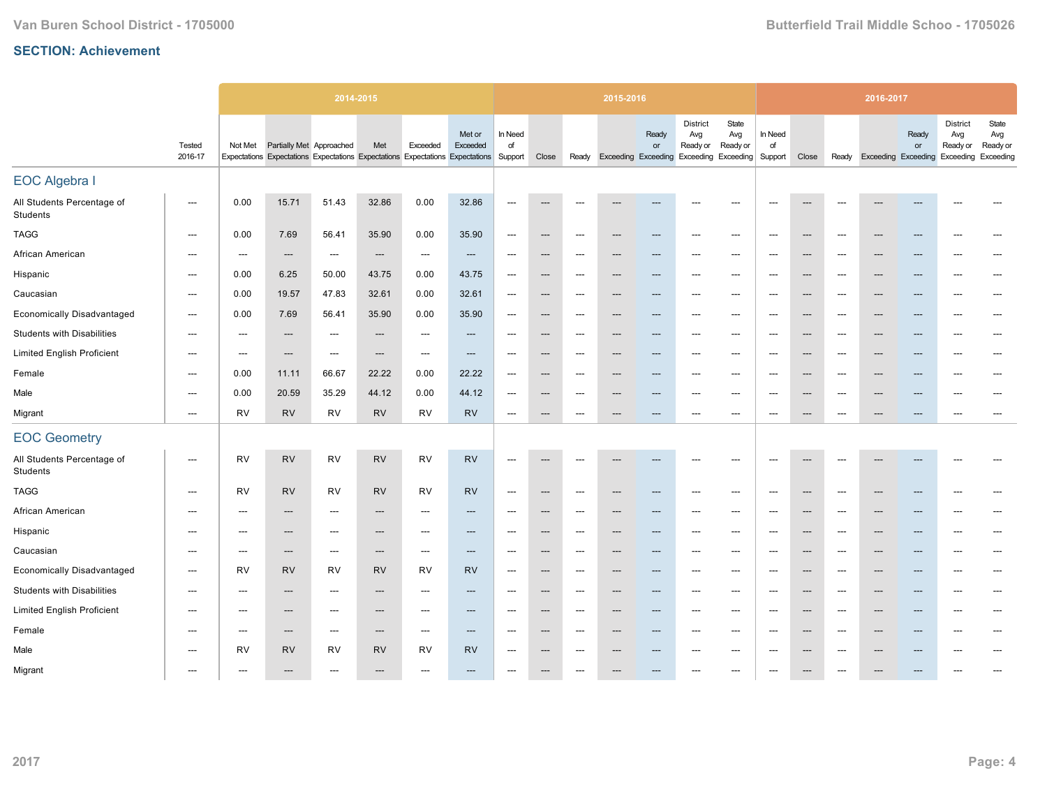## SECTION: Achievement

| | Tested 2016-17 | 2014-2015 | | | | | | 2015-2016 | | | | | | | 2016-2017 | | | | | | |
|---|---|---|---|---|---|---|---|---|---|---|---|---|---|---|---|---|---|---|---|---|---|
| | | Not Met Expectations | Partially Met Expectations | Approached Expectations | Met Expectations | Exceeded Expectations | Met or Exceeded Expectations | In Need of Support | Close | Ready | Exceeding | Ready or Exceeding | District Avg Ready or Exceeding | State Avg Ready or Exceeding | In Need of Support | Close | Ready | Exceeding | Ready or Exceeding | District Avg Ready or Exceeding | State Avg Ready or Exceeding |
| **EOC Algebra I** | | | | | | | | | | | | | | | | | | | | | |
| All Students Percentage of Students | --- | 0.00 | 15.71 | 51.43 | 32.86 | 0.00 | 32.86 | --- | --- | --- | --- | --- | --- | --- | --- | --- | --- | --- | --- | --- | --- |
| TAGG | --- | 0.00 | 7.69 | 56.41 | 35.90 | 0.00 | 35.90 | --- | --- | --- | --- | --- | --- | --- | --- | --- | --- | --- | --- | --- | --- |
| African American | --- | --- | --- | --- | --- | --- | --- | --- | --- | --- | --- | --- | --- | --- | --- | --- | --- | --- | --- | --- | --- |
| Hispanic | --- | 0.00 | 6.25 | 50.00 | 43.75 | 0.00 | 43.75 | --- | --- | --- | --- | --- | --- | --- | --- | --- | --- | --- | --- | --- | --- |
| Caucasian | --- | 0.00 | 19.57 | 47.83 | 32.61 | 0.00 | 32.61 | --- | --- | --- | --- | --- | --- | --- | --- | --- | --- | --- | --- | --- | --- |
| Economically Disadvantaged | --- | 0.00 | 7.69 | 56.41 | 35.90 | 0.00 | 35.90 | --- | --- | --- | --- | --- | --- | --- | --- | --- | --- | --- | --- | --- | --- |
| Students with Disabilities | --- | --- | --- | --- | --- | --- | --- | --- | --- | --- | --- | --- | --- | --- | --- | --- | --- | --- | --- | --- | --- |
| Limited English Proficient | --- | --- | --- | --- | --- | --- | --- | --- | --- | --- | --- | --- | --- | --- | --- | --- | --- | --- | --- | --- | --- |
| Female | --- | 0.00 | 11.11 | 66.67 | 22.22 | 0.00 | 22.22 | --- | --- | --- | --- | --- | --- | --- | --- | --- | --- | --- | --- | --- | --- |
| Male | --- | 0.00 | 20.59 | 35.29 | 44.12 | 0.00 | 44.12 | --- | --- | --- | --- | --- | --- | --- | --- | --- | --- | --- | --- | --- | --- |
| Migrant | --- | RV | RV | RV | RV | RV | RV | --- | --- | --- | --- | --- | --- | --- | --- | --- | --- | --- | --- | --- | --- |
| **EOC Geometry** | | | | | | | | | | | | | | | | | | | | | |
| All Students Percentage of Students | --- | RV | RV | RV | RV | RV | RV | --- | --- | --- | --- | --- | --- | --- | --- | --- | --- | --- | --- | --- | --- |
| TAGG | --- | RV | RV | RV | RV | RV | RV | --- | --- | --- | --- | --- | --- | --- | --- | --- | --- | --- | --- | --- | --- |
| African American | --- | --- | --- | --- | --- | --- | --- | --- | --- | --- | --- | --- | --- | --- | --- | --- | --- | --- | --- | --- | --- |
| Hispanic | --- | --- | --- | --- | --- | --- | --- | --- | --- | --- | --- | --- | --- | --- | --- | --- | --- | --- | --- | --- | --- |
| Caucasian | --- | --- | --- | --- | --- | --- | --- | --- | --- | --- | --- | --- | --- | --- | --- | --- | --- | --- | --- | --- | --- |
| Economically Disadvantaged | --- | RV | RV | RV | RV | RV | RV | --- | --- | --- | --- | --- | --- | --- | --- | --- | --- | --- | --- | --- | --- |
| Students with Disabilities | --- | --- | --- | --- | --- | --- | --- | --- | --- | --- | --- | --- | --- | --- | --- | --- | --- | --- | --- | --- | --- |
| Limited English Proficient | --- | --- | --- | --- | --- | --- | --- | --- | --- | --- | --- | --- | --- | --- | --- | --- | --- | --- | --- | --- | --- |
| Female | --- | --- | --- | --- | --- | --- | --- | --- | --- | --- | --- | --- | --- | --- | --- | --- | --- | --- | --- | --- | --- |
| Male | --- | RV | RV | RV | RV | RV | RV | --- | --- | --- | --- | --- | --- | --- | --- | --- | --- | --- | --- | --- | --- |
| Migrant | --- | --- | --- | --- | --- | --- | --- | --- | --- | --- | --- | --- | --- | --- | --- | --- | --- | --- | --- | --- | --- |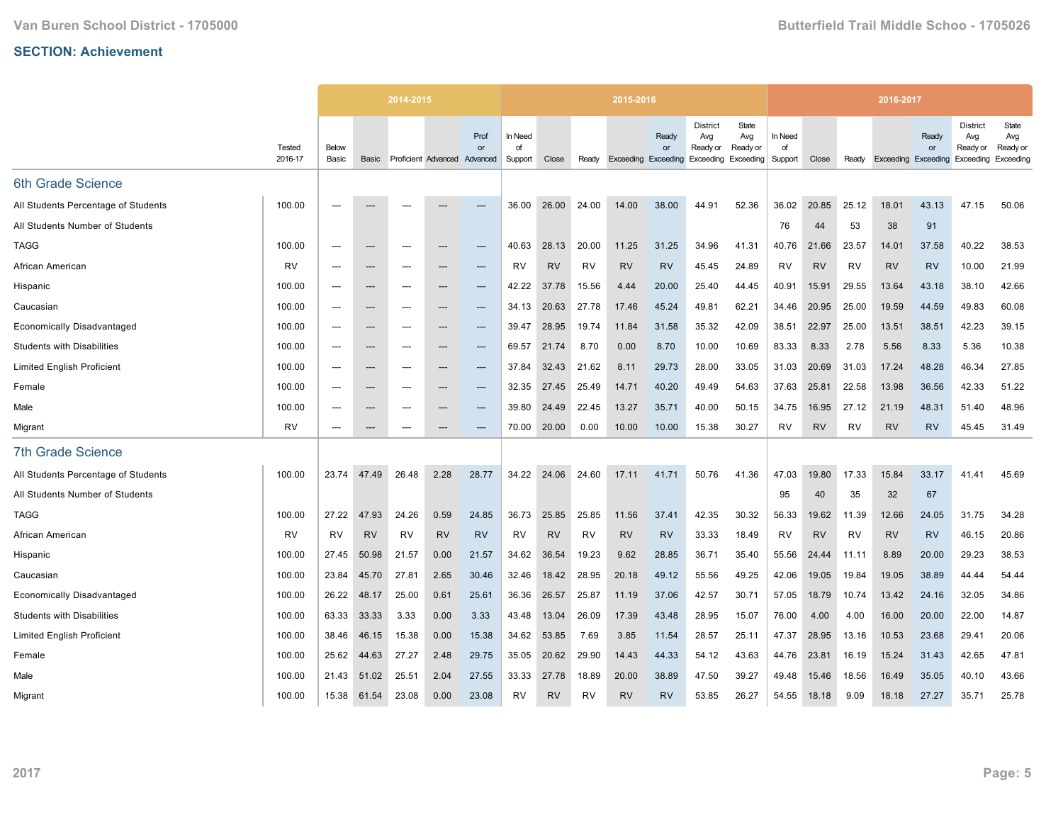## SECTION: Achievement

| | Tested 2016-17 | 2014-2015 | | | | | 2015-2016 | | | | | | | 2016-2017 | | | | | | |
|---|---|---|---|---|---|---|---|---|---|---|---|---|---|---|---|---|---|---|---|---|
| | | Below Basic | Basic | Proficient | Advanced | Prof or Advanced | In Need of Support | Close | Ready | Exceeding | Ready or Exceeding | District Avg Ready or Exceeding | State Avg Ready or Exceeding | In Need of Support | Close | Ready | Exceeding | Ready or Exceeding | District Avg Ready or Exceeding | State Avg Ready or Exceeding |
| **6th Grade Science** | | | | | | | | | | | | | | | | | | | | |
| All Students Percentage of Students | 100.00 | --- | --- | --- | --- | --- | 36.00 | 26.00 | 24.00 | 14.00 | 38.00 | 44.91 | 52.36 | 36.02 | 20.85 | 25.12 | 18.01 | 43.13 | 47.15 | 50.06 |
| All Students Number of Students | | | | | | | | | | | | | | 76 | 44 | 53 | 38 | 91 | | |
| TAGG | 100.00 | --- | --- | --- | --- | --- | 40.63 | 28.13 | 20.00 | 11.25 | 31.25 | 34.96 | 41.31 | 40.76 | 21.66 | 23.57 | 14.01 | 37.58 | 40.22 | 38.53 |
| African American | RV | --- | --- | --- | --- | --- | RV | RV | RV | RV | RV | 45.45 | 24.89 | RV | RV | RV | RV | RV | 10.00 | 21.99 |
| Hispanic | 100.00 | --- | --- | --- | --- | --- | 42.22 | 37.78 | 15.56 | 4.44 | 20.00 | 25.40 | 44.45 | 40.91 | 15.91 | 29.55 | 13.64 | 43.18 | 38.10 | 42.66 |
| Caucasian | 100.00 | --- | --- | --- | --- | --- | 34.13 | 20.63 | 27.78 | 17.46 | 45.24 | 49.81 | 62.21 | 34.46 | 20.95 | 25.00 | 19.59 | 44.59 | 49.83 | 60.08 |
| Economically Disadvantaged | 100.00 | --- | --- | --- | --- | --- | 39.47 | 28.95 | 19.74 | 11.84 | 31.58 | 35.32 | 42.09 | 38.51 | 22.97 | 25.00 | 13.51 | 38.51 | 42.23 | 39.15 |
| Students with Disabilities | 100.00 | --- | --- | --- | --- | --- | 69.57 | 21.74 | 8.70 | 0.00 | 8.70 | 10.00 | 10.69 | 83.33 | 8.33 | 2.78 | 5.56 | 8.33 | 5.36 | 10.38 |
| Limited English Proficient | 100.00 | --- | --- | --- | --- | --- | 37.84 | 32.43 | 21.62 | 8.11 | 29.73 | 28.00 | 33.05 | 31.03 | 20.69 | 31.03 | 17.24 | 48.28 | 46.34 | 27.85 |
| Female | 100.00 | --- | --- | --- | --- | --- | 32.35 | 27.45 | 25.49 | 14.71 | 40.20 | 49.49 | 54.63 | 37.63 | 25.81 | 22.58 | 13.98 | 36.56 | 42.33 | 51.22 |
| Male | 100.00 | --- | --- | --- | --- | --- | 39.80 | 24.49 | 22.45 | 13.27 | 35.71 | 40.00 | 50.15 | 34.75 | 16.95 | 27.12 | 21.19 | 48.31 | 51.40 | 48.96 |
| Migrant | RV | --- | --- | --- | --- | --- | 70.00 | 20.00 | 0.00 | 10.00 | 10.00 | 15.38 | 30.27 | RV | RV | RV | RV | RV | 45.45 | 31.49 |
| **7th Grade Science** | | | | | | | | | | | | | | | | | | | | |
| All Students Percentage of Students | 100.00 | 23.74 | 47.49 | 26.48 | 2.28 | 28.77 | 34.22 | 24.06 | 24.60 | 17.11 | 41.71 | 50.76 | 41.36 | 47.03 | 19.80 | 17.33 | 15.84 | 33.17 | 41.41 | 45.69 |
| All Students Number of Students | | | | | | | | | | | | | | 95 | 40 | 35 | 32 | 67 | | |
| TAGG | 100.00 | 27.22 | 47.93 | 24.26 | 0.59 | 24.85 | 36.73 | 25.85 | 25.85 | 11.56 | 37.41 | 42.35 | 30.32 | 56.33 | 19.62 | 11.39 | 12.66 | 24.05 | 31.75 | 34.28 |
| African American | RV | RV | RV | RV | RV | RV | RV | RV | RV | RV | RV | 33.33 | 18.49 | RV | RV | RV | RV | RV | 46.15 | 20.86 |
| Hispanic | 100.00 | 27.45 | 50.98 | 21.57 | 0.00 | 21.57 | 34.62 | 36.54 | 19.23 | 9.62 | 28.85 | 36.71 | 35.40 | 55.56 | 24.44 | 11.11 | 8.89 | 20.00 | 29.23 | 38.53 |
| Caucasian | 100.00 | 23.84 | 45.70 | 27.81 | 2.65 | 30.46 | 32.46 | 18.42 | 28.95 | 20.18 | 49.12 | 55.56 | 49.25 | 42.06 | 19.05 | 19.84 | 19.05 | 38.89 | 44.44 | 54.44 |
| Economically Disadvantaged | 100.00 | 26.22 | 48.17 | 25.00 | 0.61 | 25.61 | 36.36 | 26.57 | 25.87 | 11.19 | 37.06 | 42.57 | 30.71 | 57.05 | 18.79 | 10.74 | 13.42 | 24.16 | 32.05 | 34.86 |
| Students with Disabilities | 100.00 | 63.33 | 33.33 | 3.33 | 0.00 | 3.33 | 43.48 | 13.04 | 26.09 | 17.39 | 43.48 | 28.95 | 15.07 | 76.00 | 4.00 | 4.00 | 16.00 | 20.00 | 22.00 | 14.87 |
| Limited English Proficient | 100.00 | 38.46 | 46.15 | 15.38 | 0.00 | 15.38 | 34.62 | 53.85 | 7.69 | 3.85 | 11.54 | 28.57 | 25.11 | 47.37 | 28.95 | 13.16 | 10.53 | 23.68 | 29.41 | 20.06 |
| Female | 100.00 | 25.62 | 44.63 | 27.27 | 2.48 | 29.75 | 35.05 | 20.62 | 29.90 | 14.43 | 44.33 | 54.12 | 43.63 | 44.76 | 23.81 | 16.19 | 15.24 | 31.43 | 42.65 | 47.81 |
| Male | 100.00 | 21.43 | 51.02 | 25.51 | 2.04 | 27.55 | 33.33 | 27.78 | 18.89 | 20.00 | 38.89 | 47.50 | 39.27 | 49.48 | 15.46 | 18.56 | 16.49 | 35.05 | 40.10 | 43.66 |
| Migrant | 100.00 | 15.38 | 61.54 | 23.08 | 0.00 | 23.08 | RV | RV | RV | RV | RV | 53.85 | 26.27 | 54.55 | 18.18 | 9.09 | 18.18 | 27.27 | 35.71 | 25.78 |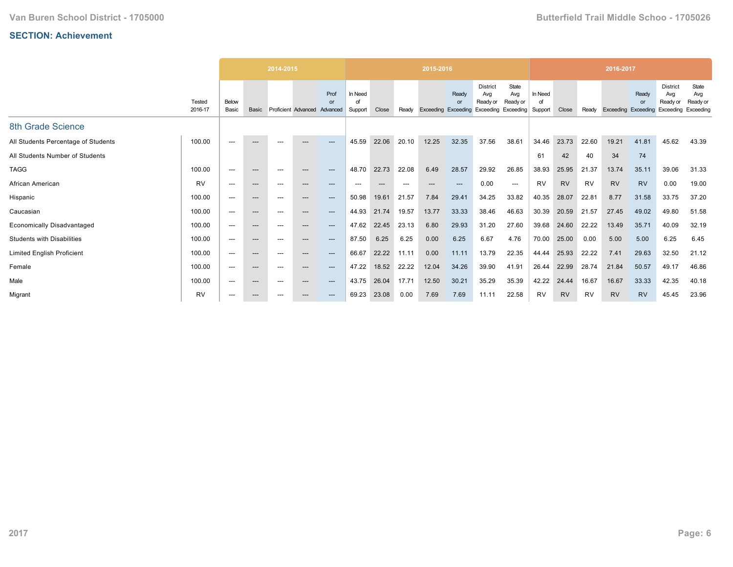**SECTION: Achievement**

| | Tested 2016-17 | 2014-2015 | | | | | 2015-2016 | | | | | | | 2016-2017 | | | | | | |
|---|---|---|---|---|---|---|---|---|---|---|---|---|---|---|---|---|---|---|---|---|
| | | Below Basic | Basic | Proficient | Advanced | Prof or Advanced | In Need of Support | Close | Ready | Exceeding | Ready or Exceeding | District Avg Ready or Exceeding | State Avg Ready or Exceeding | In Need of Support | Close | Ready | Exceeding | Ready or Exceeding | District Avg Ready or Exceeding | State Avg Ready or Exceeding |
| **8th Grade Science** | | | | | | | | | | | | | | | | | | | | |
| All Students Percentage of Students | 100.00 | --- | --- | --- | --- | --- | 45.59 | 22.06 | 20.10 | 12.25 | 32.35 | 37.56 | 38.61 | 34.46 | 23.73 | 22.60 | 19.21 | 41.81 | 45.62 | 43.39 |
| All Students Number of Students | | | | | | | | | | | | | | 61 | 42 | 40 | 34 | 74 | | |
| TAGG | 100.00 | --- | --- | --- | --- | --- | 48.70 | 22.73 | 22.08 | 6.49 | 28.57 | 29.92 | 26.85 | 38.93 | 25.95 | 21.37 | 13.74 | 35.11 | 39.06 | 31.33 |
| African American | RV | --- | --- | --- | --- | --- | --- | --- | --- | --- | --- | 0.00 | --- | RV | RV | RV | RV | RV | 0.00 | 19.00 |
| Hispanic | 100.00 | --- | --- | --- | --- | --- | 50.98 | 19.61 | 21.57 | 7.84 | 29.41 | 34.25 | 33.82 | 40.35 | 28.07 | 22.81 | 8.77 | 31.58 | 33.75 | 37.20 |
| Caucasian | 100.00 | --- | --- | --- | --- | --- | 44.93 | 21.74 | 19.57 | 13.77 | 33.33 | 38.46 | 46.63 | 30.39 | 20.59 | 21.57 | 27.45 | 49.02 | 49.80 | 51.58 |
| Economically Disadvantaged | 100.00 | --- | --- | --- | --- | --- | 47.62 | 22.45 | 23.13 | 6.80 | 29.93 | 31.20 | 27.60 | 39.68 | 24.60 | 22.22 | 13.49 | 35.71 | 40.09 | 32.19 |
| Students with Disabilities | 100.00 | --- | --- | --- | --- | --- | 87.50 | 6.25 | 6.25 | 0.00 | 6.25 | 6.67 | 4.76 | 70.00 | 25.00 | 0.00 | 5.00 | 5.00 | 6.25 | 6.45 |
| Limited English Proficient | 100.00 | --- | --- | --- | --- | --- | 66.67 | 22.22 | 11.11 | 0.00 | 11.11 | 13.79 | 22.35 | 44.44 | 25.93 | 22.22 | 7.41 | 29.63 | 32.50 | 21.12 |
| Female | 100.00 | --- | --- | --- | --- | --- | 47.22 | 18.52 | 22.22 | 12.04 | 34.26 | 39.90 | 41.91 | 26.44 | 22.99 | 28.74 | 21.84 | 50.57 | 49.17 | 46.86 |
| Male | 100.00 | --- | --- | --- | --- | --- | 43.75 | 26.04 | 17.71 | 12.50 | 30.21 | 35.29 | 35.39 | 42.22 | 24.44 | 16.67 | 16.67 | 33.33 | 42.35 | 40.18 |
| Migrant | RV | --- | --- | --- | --- | --- | 69.23 | 23.08 | 0.00 | 7.69 | 7.69 | 11.11 | 22.58 | RV | RV | RV | RV | RV | 45.45 | 23.96 |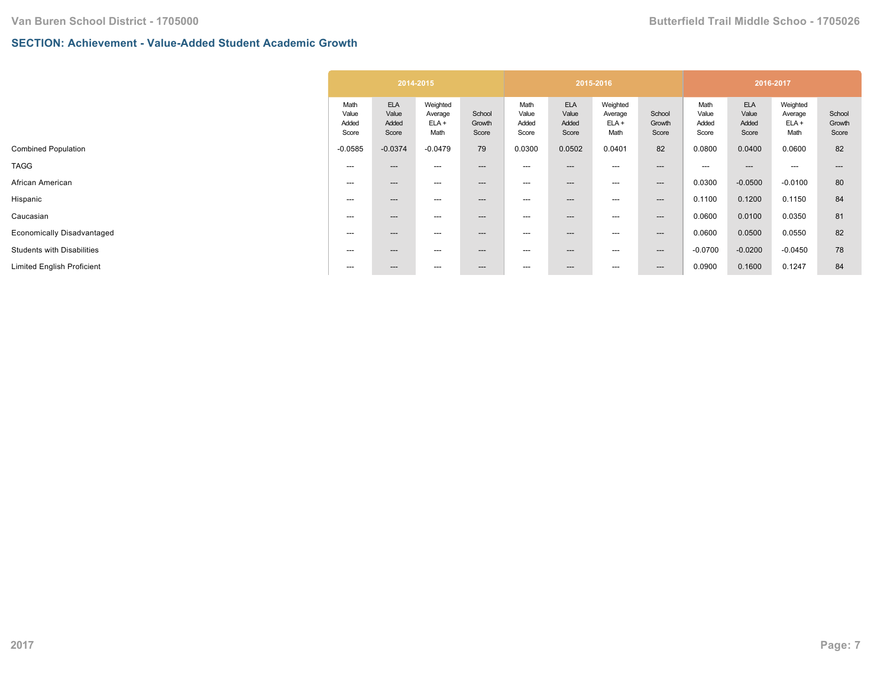## SECTION: Achievement - Value-Added Student Academic Growth

| | 2014-2015 | | | | 2015-2016 | | | | 2016-2017 | | | |
|---|---|---|---|---|---|---|---|---|---|---|---|---|
| | Math Value Added Score | ELA Value Added Score | Weighted Average ELA + Math | School Growth Score | Math Value Added Score | ELA Value Added Score | Weighted Average ELA + Math | School Growth Score | Math Value Added Score | ELA Value Added Score | Weighted Average ELA + Math | School Growth Score |
| Combined Population | -0.0585 | -0.0374 | -0.0479 | 79 | 0.0300 | 0.0502 | 0.0401 | 82 | 0.0800 | 0.0400 | 0.0600 | 82 |
| TAGG | --- | --- | --- | --- | --- | --- | --- | --- | --- | --- | --- | --- |
| African American | --- | --- | --- | --- | --- | --- | --- | --- | 0.0300 | -0.0500 | -0.0100 | 80 |
| Hispanic | --- | --- | --- | --- | --- | --- | --- | --- | 0.1100 | 0.1200 | 0.1150 | 84 |
| Caucasian | --- | --- | --- | --- | --- | --- | --- | --- | 0.0600 | 0.0100 | 0.0350 | 81 |
| Economically Disadvantaged | --- | --- | --- | --- | --- | --- | --- | --- | 0.0600 | 0.0500 | 0.0550 | 82 |
| Students with Disabilities | --- | --- | --- | --- | --- | --- | --- | --- | -0.0700 | -0.0200 | -0.0450 | 78 |
| Limited English Proficient | --- | --- | --- | --- | --- | --- | --- | --- | 0.0900 | 0.1600 | 0.1247 | 84 |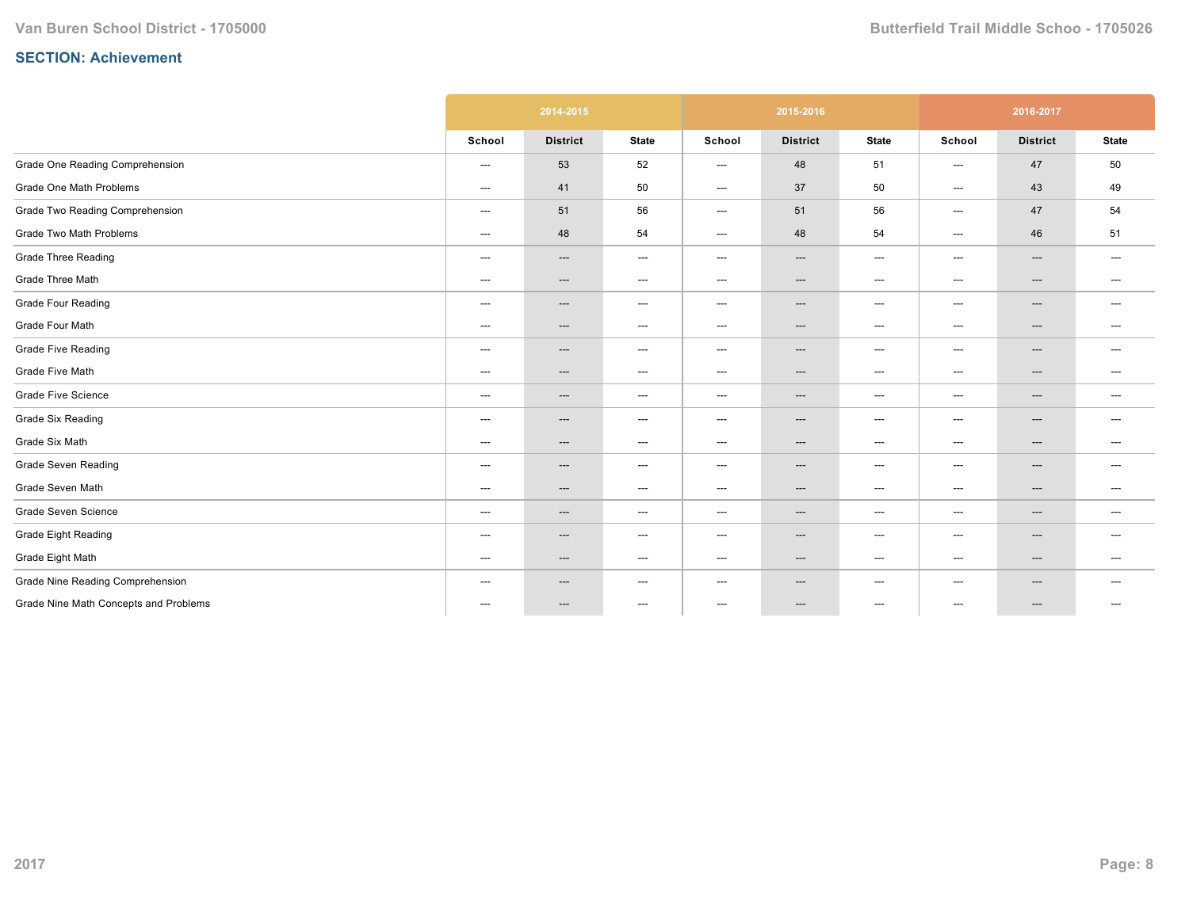## SECTION: Achievement

| | 2014-2015 | | | 2015-2016 | | | 2016-2017 | | |
|---|---|---|---|---|---|---|---|---|---|
| | School | District | State | School | District | State | School | District | State |
| Grade One Reading Comprehension | --- | 53 | 52 | --- | 48 | 51 | --- | 47 | 50 |
| Grade One Math Problems | --- | 41 | 50 | --- | 37 | 50 | --- | 43 | 49 |
| Grade Two Reading Comprehension | --- | 51 | 56 | --- | 51 | 56 | --- | 47 | 54 |
| Grade Two Math Problems | --- | 48 | 54 | --- | 48 | 54 | --- | 46 | 51 |
| Grade Three Reading | --- | --- | --- | --- | --- | --- | --- | --- | --- |
| Grade Three Math | --- | --- | --- | --- | --- | --- | --- | --- | --- |
| Grade Four Reading | --- | --- | --- | --- | --- | --- | --- | --- | --- |
| Grade Four Math | --- | --- | --- | --- | --- | --- | --- | --- | --- |
| Grade Five Reading | --- | --- | --- | --- | --- | --- | --- | --- | --- |
| Grade Five Math | --- | --- | --- | --- | --- | --- | --- | --- | --- |
| Grade Five Science | --- | --- | --- | --- | --- | --- | --- | --- | --- |
| Grade Six Reading | --- | --- | --- | --- | --- | --- | --- | --- | --- |
| Grade Six Math | --- | --- | --- | --- | --- | --- | --- | --- | --- |
| Grade Seven Reading | --- | --- | --- | --- | --- | --- | --- | --- | --- |
| Grade Seven Math | --- | --- | --- | --- | --- | --- | --- | --- | --- |
| Grade Seven Science | --- | --- | --- | --- | --- | --- | --- | --- | --- |
| Grade Eight Reading | --- | --- | --- | --- | --- | --- | --- | --- | --- |
| Grade Eight Math | --- | --- | --- | --- | --- | --- | --- | --- | --- |
| Grade Nine Reading Comprehension | --- | --- | --- | --- | --- | --- | --- | --- | --- |
| Grade Nine Math Concepts and Problems | --- | --- | --- | --- | --- | --- | --- | --- | --- |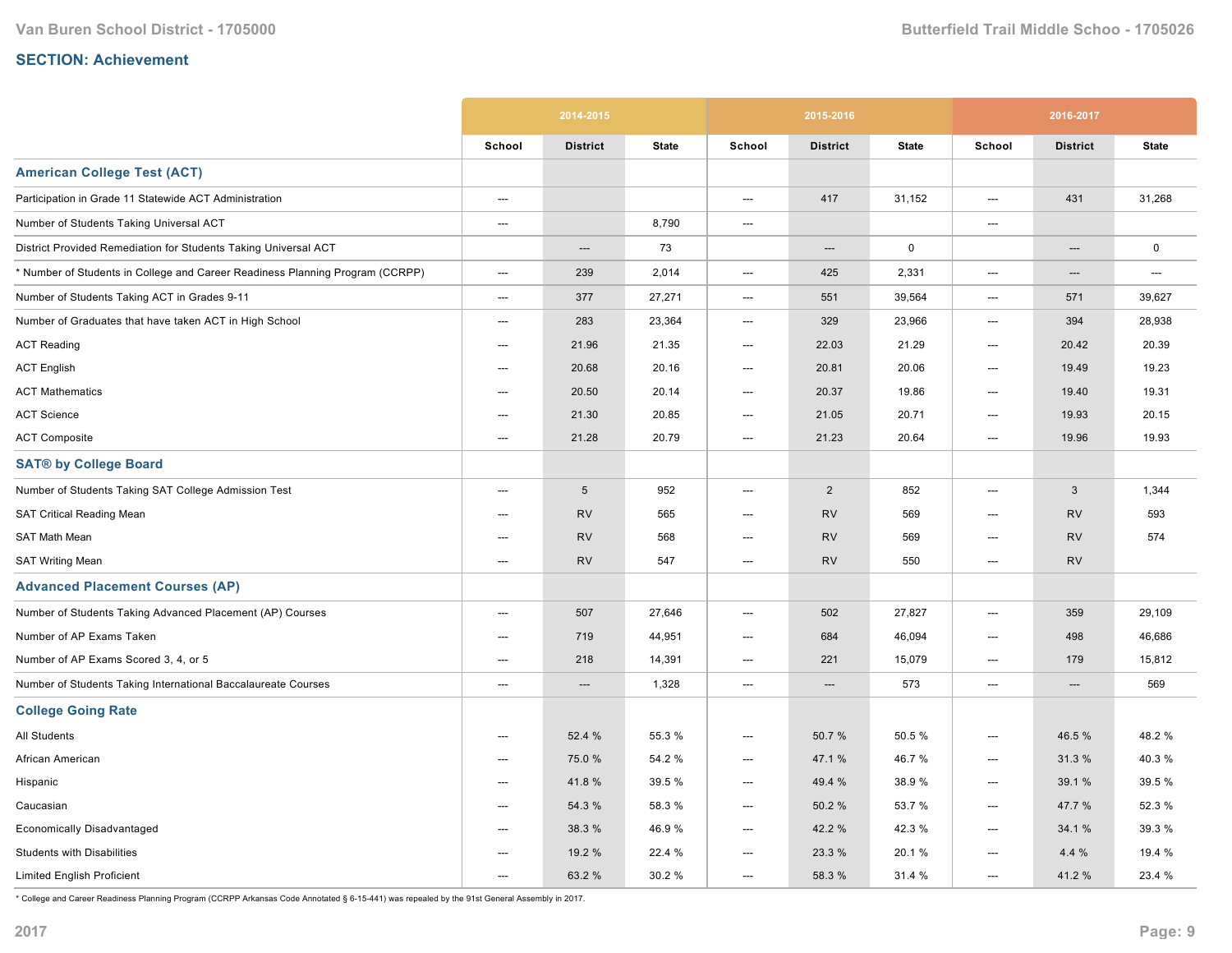## SECTION: Achievement

| | 2014-2015 | | | 2015-2016 | | | 2016-2017 | | |
|---|---|---|---|---|---|---|---|---|---|
| | School | District | State | School | District | State | School | District | State |
| **American College Test (ACT)** | | | | | | | | | |
| Participation in Grade 11 Statewide ACT Administration | --- | | | --- | 417 | 31,152 | --- | 431 | 31,268 |
| Number of Students Taking Universal ACT | --- | | 8,790 | --- | | | --- | | |
| District Provided Remediation for Students Taking Universal ACT | | --- | 73 | | --- | 0 | | --- | 0 |
| * Number of Students in College and Career Readiness Planning Program (CCRPP) | --- | 239 | 2,014 | --- | 425 | 2,331 | --- | --- | --- |
| Number of Students Taking ACT in Grades 9-11 | --- | 377 | 27,271 | --- | 551 | 39,564 | --- | 571 | 39,627 |
| Number of Graduates that have taken ACT in High School | --- | 283 | 23,364 | --- | 329 | 23,966 | --- | 394 | 28,938 |
| ACT Reading | --- | 21.96 | 21.35 | --- | 22.03 | 21.29 | --- | 20.42 | 20.39 |
| ACT English | --- | 20.68 | 20.16 | --- | 20.81 | 20.06 | --- | 19.49 | 19.23 |
| ACT Mathematics | --- | 20.50 | 20.14 | --- | 20.37 | 19.86 | --- | 19.40 | 19.31 |
| ACT Science | --- | 21.30 | 20.85 | --- | 21.05 | 20.71 | --- | 19.93 | 20.15 |
| ACT Composite | --- | 21.28 | 20.79 | --- | 21.23 | 20.64 | --- | 19.96 | 19.93 |
| **SAT® by College Board** | | | | | | | | | |
| Number of Students Taking SAT College Admission Test | --- | 5 | 952 | --- | 2 | 852 | --- | 3 | 1,344 |
| SAT Critical Reading Mean | --- | RV | 565 | --- | RV | 569 | --- | RV | 593 |
| SAT Math Mean | --- | RV | 568 | --- | RV | 569 | --- | RV | 574 |
| SAT Writing Mean | --- | RV | 547 | --- | RV | 550 | --- | RV | |
| **Advanced Placement Courses (AP)** | | | | | | | | | |
| Number of Students Taking Advanced Placement (AP) Courses | --- | 507 | 27,646 | --- | 502 | 27,827 | --- | 359 | 29,109 |
| Number of AP Exams Taken | --- | 719 | 44,951 | --- | 684 | 46,094 | --- | 498 | 46,686 |
| Number of AP Exams Scored 3, 4, or 5 | --- | 218 | 14,391 | --- | 221 | 15,079 | --- | 179 | 15,812 |
| Number of Students Taking International Baccalaureate Courses | --- | --- | 1,328 | --- | --- | 573 | --- | --- | 569 |
| **College Going Rate** | | | | | | | | | |
| All Students | --- | 52.4 % | 55.3 % | --- | 50.7 % | 50.5 % | --- | 46.5 % | 48.2 % |
| African American | --- | 75.0 % | 54.2 % | --- | 47.1 % | 46.7 % | --- | 31.3 % | 40.3 % |
| Hispanic | --- | 41.8 % | 39.5 % | --- | 49.4 % | 38.9 % | --- | 39.1 % | 39.5 % |
| Caucasian | --- | 54.3 % | 58.3 % | --- | 50.2 % | 53.7 % | --- | 47.7 % | 52.3 % |
| Economically Disadvantaged | --- | 38.3 % | 46.9 % | --- | 42.2 % | 42.3 % | --- | 34.1 % | 39.3 % |
| Students with Disabilities | --- | 19.2 % | 22.4 % | --- | 23.3 % | 20.1 % | --- | 4.4 % | 19.4 % |
| Limited English Proficient | --- | 63.2 % | 30.2 % | --- | 58.3 % | 31.4 % | --- | 41.2 % | 23.4 % |

* College and Career Readiness Planning Program (CCRPP Arkansas Code Annotated § 6-15-441) was repealed by the 91st General Assembly in 2017.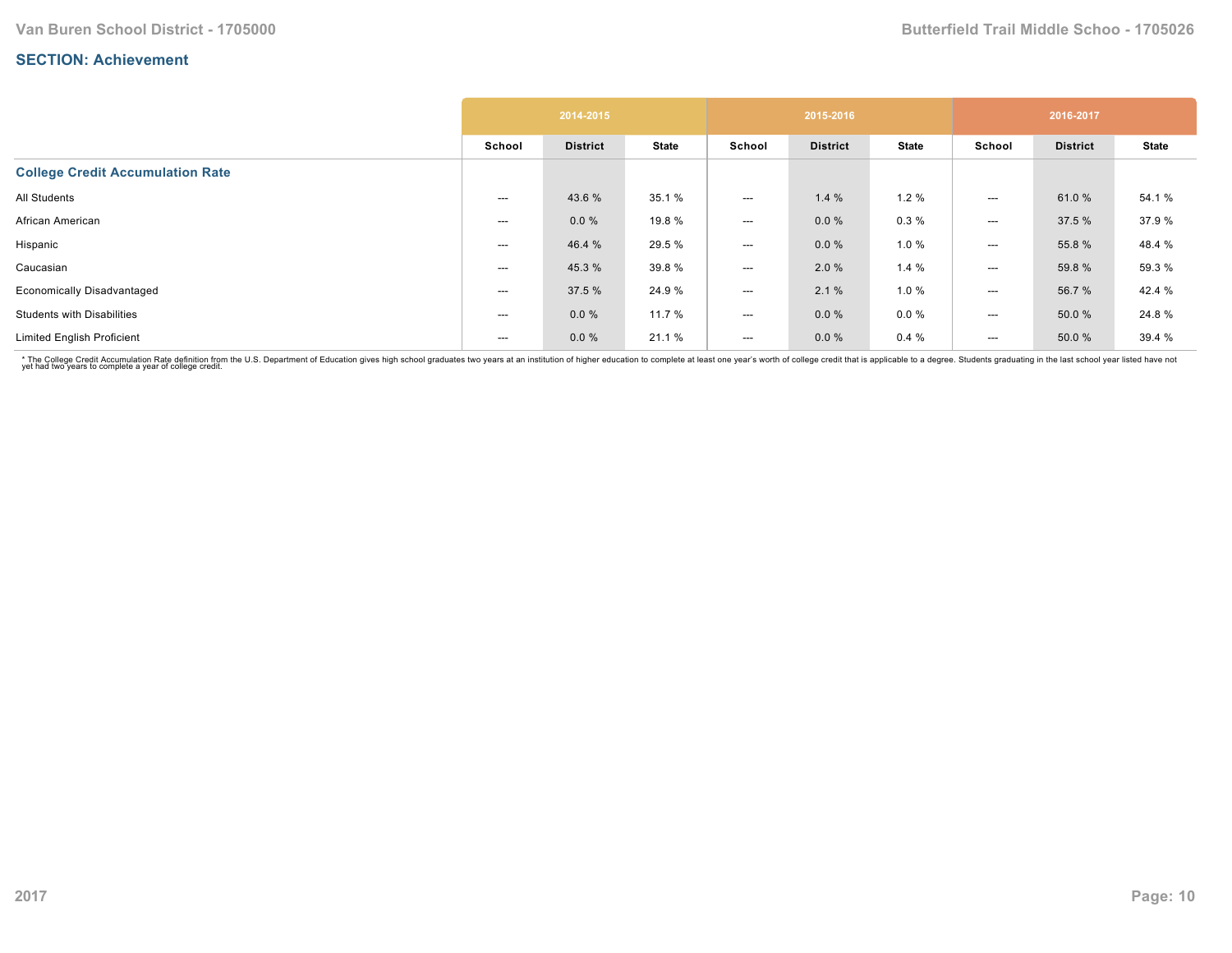## SECTION: Achievement

| | 2014-2015 | | | 2015-2016 | | | 2016-2017 | | |
|---|---|---|---|---|---|---|---|---|---|
| | School | District | State | School | District | State | School | District | State |
| **College Credit Accumulation Rate** | | | | | | | | | |
| All Students | --- | 43.6 % | 35.1 % | --- | 1.4 % | 1.2 % | --- | 61.0 % | 54.1 % |
| African American | --- | 0.0 % | 19.8 % | --- | 0.0 % | 0.3 % | --- | 37.5 % | 37.9 % |
| Hispanic | --- | 46.4 % | 29.5 % | --- | 0.0 % | 1.0 % | --- | 55.8 % | 48.4 % |
| Caucasian | --- | 45.3 % | 39.8 % | --- | 2.0 % | 1.4 % | --- | 59.8 % | 59.3 % |
| Economically Disadvantaged | --- | 37.5 % | 24.9 % | --- | 2.1 % | 1.0 % | --- | 56.7 % | 42.4 % |
| Students with Disabilities | --- | 0.0 % | 11.7 % | --- | 0.0 % | 0.0 % | --- | 50.0 % | 24.8 % |
| Limited English Proficient | --- | 0.0 % | 21.1 % | --- | 0.0 % | 0.4 % | --- | 50.0 % | 39.4 % |

* The College Credit Accumulation Rate definition from the U.S. Department of Education gives high school graduates two years at an institution of higher education to complete at least one year's worth of college credit that is applicable to a degree. Students graduating in the last school year listed have not yet had two years to complete a year of college credit.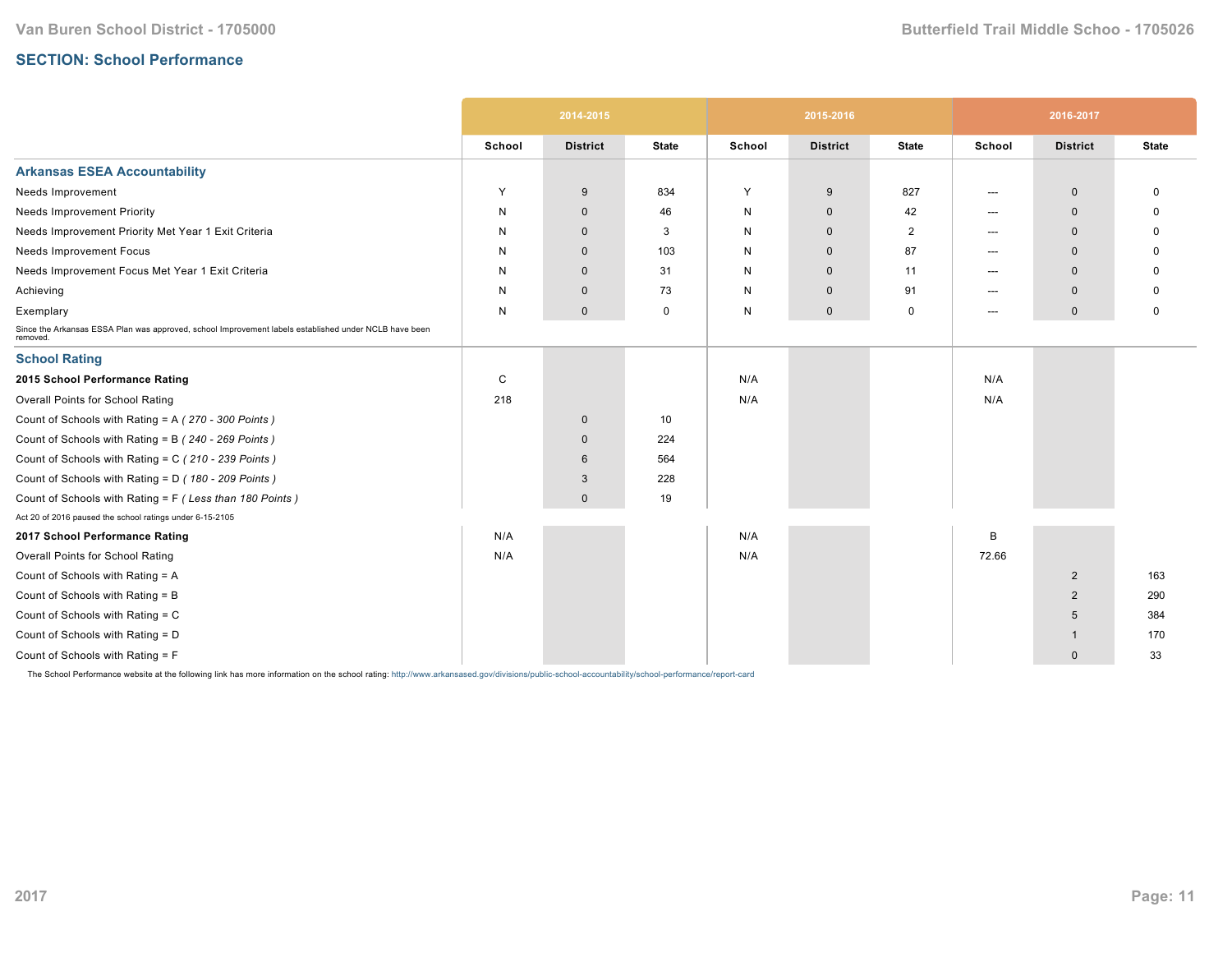## SECTION: School Performance

| | 2014-2015 | | | 2015-2016 | | | 2016-2017 | | |
|---|---|---|---|---|---|---|---|---|---|
| | School | District | State | School | District | State | School | District | State |
| **Arkansas ESEA Accountability** | | | | | | | | | |
| Needs Improvement | Y | 9 | 834 | Y | 9 | 827 | --- | 0 | 0 |
| Needs Improvement Priority | N | 0 | 46 | N | 0 | 42 | --- | 0 | 0 |
| Needs Improvement Priority Met Year 1 Exit Criteria | N | 0 | 3 | N | 0 | 2 | --- | 0 | 0 |
| Needs Improvement Focus | N | 0 | 103 | N | 0 | 87 | --- | 0 | 0 |
| Needs Improvement Focus Met Year 1 Exit Criteria | N | 0 | 31 | N | 0 | 11 | --- | 0 | 0 |
| Achieving | N | 0 | 73 | N | 0 | 91 | --- | 0 | 0 |
| Exemplary | N | 0 | 0 | N | 0 | 0 | --- | 0 | 0 |
| Since the Arkansas ESSA Plan was approved, school Improvement labels established under NCLB have been removed. | | | | | | | | | |
| **School Rating** | | | | | | | | | |
| **2015 School Performance Rating** | C | | | N/A | | | N/A | | |
| Overall Points for School Rating | 218 | | | N/A | | | N/A | | |
| Count of Schools with Rating = A *( 270 - 300 Points )* | | 0 | 10 | | | | | | |
| Count of Schools with Rating = B *( 240 - 269 Points )* | | 0 | 224 | | | | | | |
| Count of Schools with Rating = C *( 210 - 239 Points )* | | 6 | 564 | | | | | | |
| Count of Schools with Rating = D *( 180 - 209 Points )* | | 3 | 228 | | | | | | |
| Count of Schools with Rating = F *( Less than 180 Points )* | | 0 | 19 | | | | | | |
| Act 20 of 2016 paused the school ratings under 6-15-2105 | | | | | | | | | |
| **2017 School Performance Rating** | N/A | | | N/A | | | B | | |
| Overall Points for School Rating | N/A | | | N/A | | | 72.66 | | |
| Count of Schools with Rating = A | | | | | | | | 2 | 163 |
| Count of Schools with Rating = B | | | | | | | | 2 | 290 |
| Count of Schools with Rating = C | | | | | | | | 5 | 384 |
| Count of Schools with Rating = D | | | | | | | | 1 | 170 |
| Count of Schools with Rating = F | | | | | | | | 0 | 33 |

The School Performance website at the following link has more information on the school rating: http://www.arkansased.gov/divisions/public-school-accountability/school-performance/report-card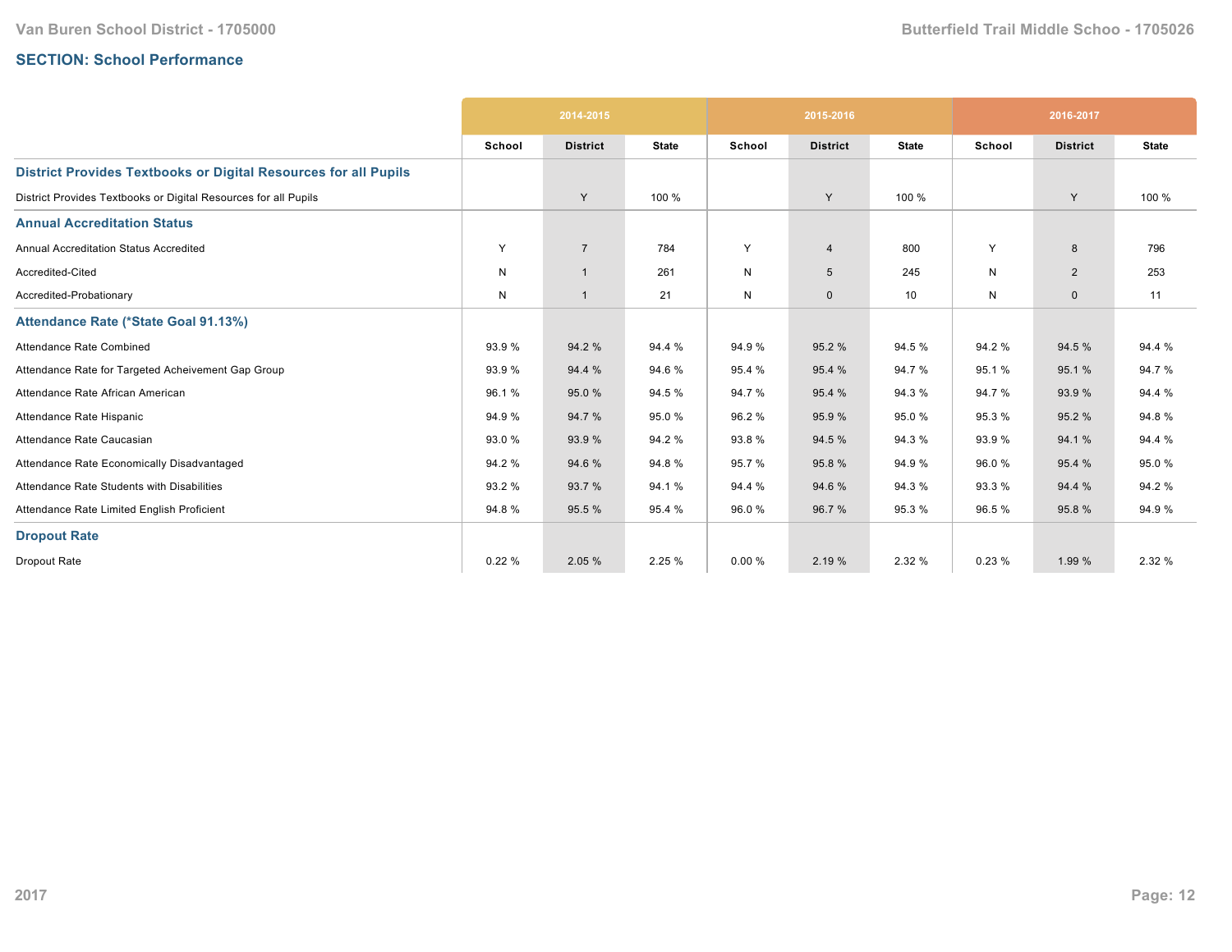## SECTION: School Performance

| | 2014-2015 | | | 2015-2016 | | | 2016-2017 | | |
|---|---|---|---|---|---|---|---|---|---|
| | School | District | State | School | District | State | School | District | State |
| **District Provides Textbooks or Digital Resources for all Pupils** | | | | | | | | | |
| District Provides Textbooks or Digital Resources for all Pupils | | Y | 100 % | | Y | 100 % | | Y | 100 % |
| **Annual Accreditation Status** | | | | | | | | | |
| Annual Accreditation Status Accredited | Y | 7 | 784 | Y | 4 | 800 | Y | 8 | 796 |
| Accredited-Cited | N | 1 | 261 | N | 5 | 245 | N | 2 | 253 |
| Accredited-Probationary | N | 1 | 21 | N | 0 | 10 | N | 0 | 11 |
| **Attendance Rate (*State Goal 91.13%)** | | | | | | | | | |
| Attendance Rate Combined | 93.9 % | 94.2 % | 94.4 % | 94.9 % | 95.2 % | 94.5 % | 94.2 % | 94.5 % | 94.4 % |
| Attendance Rate for Targeted Acheivement Gap Group | 93.9 % | 94.4 % | 94.6 % | 95.4 % | 95.4 % | 94.7 % | 95.1 % | 95.1 % | 94.7 % |
| Attendance Rate African American | 96.1 % | 95.0 % | 94.5 % | 94.7 % | 95.4 % | 94.3 % | 94.7 % | 93.9 % | 94.4 % |
| Attendance Rate Hispanic | 94.9 % | 94.7 % | 95.0 % | 96.2 % | 95.9 % | 95.0 % | 95.3 % | 95.2 % | 94.8 % |
| Attendance Rate Caucasian | 93.0 % | 93.9 % | 94.2 % | 93.8 % | 94.5 % | 94.3 % | 93.9 % | 94.1 % | 94.4 % |
| Attendance Rate Economically Disadvantaged | 94.2 % | 94.6 % | 94.8 % | 95.7 % | 95.8 % | 94.9 % | 96.0 % | 95.4 % | 95.0 % |
| Attendance Rate Students with Disabilities | 93.2 % | 93.7 % | 94.1 % | 94.4 % | 94.6 % | 94.3 % | 93.3 % | 94.4 % | 94.2 % |
| Attendance Rate Limited English Proficient | 94.8 % | 95.5 % | 95.4 % | 96.0 % | 96.7 % | 95.3 % | 96.5 % | 95.8 % | 94.9 % |
| **Dropout Rate** | | | | | | | | | |
| Dropout Rate | 0.22 % | 2.05 % | 2.25 % | 0.00 % | 2.19 % | 2.32 % | 0.23 % | 1.99 % | 2.32 % |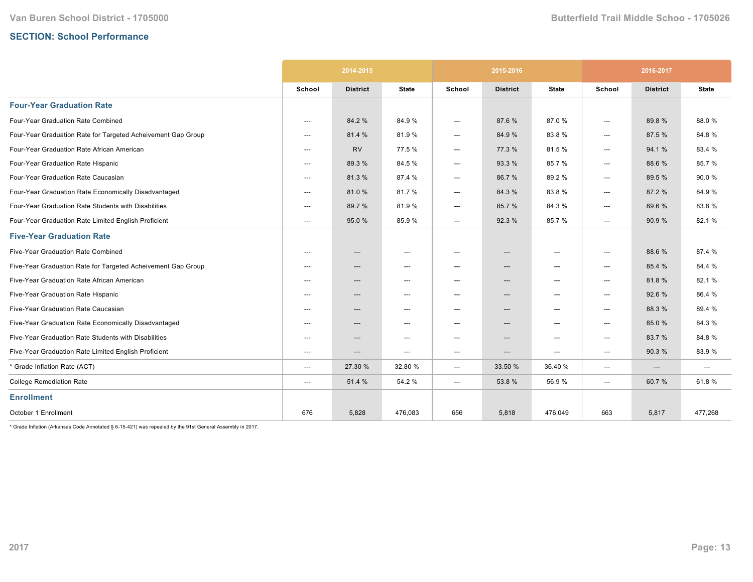## SECTION: School Performance

| | 2014-2015 | | | 2015-2016 | | | 2016-2017 | | |
|---|---|---|---|---|---|---|---|---|---|
| | School | District | State | School | District | State | School | District | State |
| **Four-Year Graduation Rate** | | | | | | | | | |
| Four-Year Graduation Rate Combined | --- | 84.2 % | 84.9 % | --- | 87.6 % | 87.0 % | --- | 89.8 % | 88.0 % |
| Four-Year Graduation Rate for Targeted Acheivement Gap Group | --- | 81.4 % | 81.9 % | --- | 84.9 % | 83.8 % | --- | 87.5 % | 84.8 % |
| Four-Year Graduation Rate African American | --- | RV | 77.5 % | --- | 77.3 % | 81.5 % | --- | 94.1 % | 83.4 % |
| Four-Year Graduation Rate Hispanic | --- | 89.3 % | 84.5 % | --- | 93.3 % | 85.7 % | --- | 88.6 % | 85.7 % |
| Four-Year Graduation Rate Caucasian | --- | 81.3 % | 87.4 % | --- | 86.7 % | 89.2 % | --- | 89.5 % | 90.0 % |
| Four-Year Graduation Rate Economically Disadvantaged | --- | 81.0 % | 81.7 % | --- | 84.3 % | 83.8 % | --- | 87.2 % | 84.9 % |
| Four-Year Graduation Rate Students with Disabilities | --- | 89.7 % | 81.9 % | --- | 85.7 % | 84.3 % | --- | 89.6 % | 83.8 % |
| Four-Year Graduation Rate Limited English Proficient | --- | 95.0 % | 85.9 % | --- | 92.3 % | 85.7 % | --- | 90.9 % | 82.1 % |
| **Five-Year Graduation Rate** | | | | | | | | | |
| Five-Year Graduation Rate Combined | --- | --- | --- | --- | --- | --- | --- | 88.6 % | 87.4 % |
| Five-Year Graduation Rate for Targeted Acheivement Gap Group | --- | --- | --- | --- | --- | --- | --- | 85.4 % | 84.4 % |
| Five-Year Graduation Rate African American | --- | --- | --- | --- | --- | --- | --- | 81.8 % | 82.1 % |
| Five-Year Graduation Rate Hispanic | --- | --- | --- | --- | --- | --- | --- | 92.6 % | 86.4 % |
| Five-Year Graduation Rate Caucasian | --- | --- | --- | --- | --- | --- | --- | 88.3 % | 89.4 % |
| Five-Year Graduation Rate Economically Disadvantaged | --- | --- | --- | --- | --- | --- | --- | 85.0 % | 84.3 % |
| Five-Year Graduation Rate Students with Disabilities | --- | --- | --- | --- | --- | --- | --- | 83.7 % | 84.8 % |
| Five-Year Graduation Rate Limited English Proficient | --- | --- | --- | --- | --- | --- | --- | 90.3 % | 83.9 % |
| * Grade Inflation Rate (ACT) | --- | 27.30 % | 32.80 % | --- | 33.50 % | 36.40 % | --- | --- | --- |
| College Remediation Rate | --- | 51.4 % | 54.2 % | --- | 53.8 % | 56.9 % | --- | 60.7 % | 61.8 % |
| **Enrollment** | | | | | | | | | |
| October 1 Enrollment | 676 | 5,828 | 476,083 | 656 | 5,818 | 476,049 | 663 | 5,817 | 477,268 |

* Grade Inflation (Arkansas Code Annotated § 6-15-421) was repealed by the 91st General Assembly in 2017.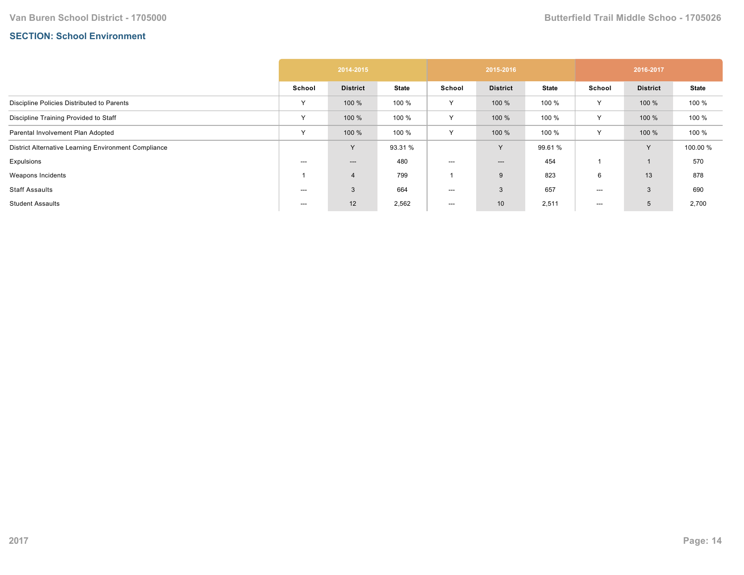## SECTION: School Environment

| | 2014-2015 | | | 2015-2016 | | | 2016-2017 | | |
|---|---|---|---|---|---|---|---|---|---|
| | School | District | State | School | District | State | School | District | State |
| Discipline Policies Distributed to Parents | Y | 100 % | 100 % | Y | 100 % | 100 % | Y | 100 % | 100 % |
| Discipline Training Provided to Staff | Y | 100 % | 100 % | Y | 100 % | 100 % | Y | 100 % | 100 % |
| Parental Involvement Plan Adopted | Y | 100 % | 100 % | Y | 100 % | 100 % | Y | 100 % | 100 % |
| District Alternative Learning Environment Compliance | | Y | 93.31 % | | Y | 99.61 % | | Y | 100.00 % |
| Expulsions | --- | --- | 480 | --- | --- | 454 | 1 | 1 | 570 |
| Weapons Incidents | 1 | 4 | 799 | 1 | 9 | 823 | 6 | 13 | 878 |
| Staff Assaults | --- | 3 | 664 | --- | 3 | 657 | --- | 3 | 690 |
| Student Assaults | --- | 12 | 2,562 | --- | 10 | 2,511 | --- | 5 | 2,700 |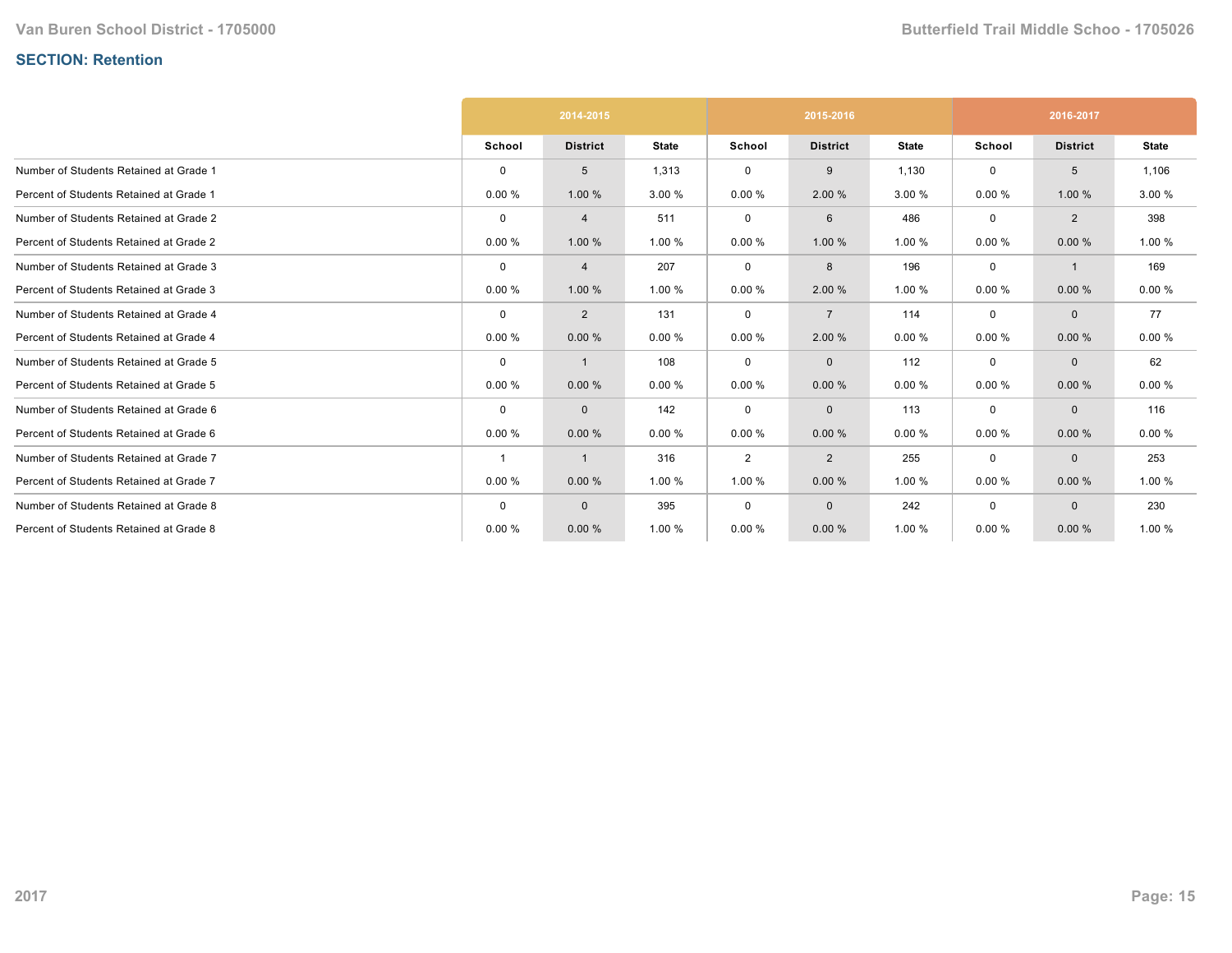## SECTION: Retention

| | 2014-2015 | | | 2015-2016 | | | 2016-2017 | | |
|---|---|---|---|---|---|---|---|---|---|
| | School | District | State | School | District | State | School | District | State |
| Number of Students Retained at Grade 1 | 0 | 5 | 1,313 | 0 | 9 | 1,130 | 0 | 5 | 1,106 |
| Percent of Students Retained at Grade 1 | 0.00 % | 1.00 % | 3.00 % | 0.00 % | 2.00 % | 3.00 % | 0.00 % | 1.00 % | 3.00 % |
| Number of Students Retained at Grade 2 | 0 | 4 | 511 | 0 | 6 | 486 | 0 | 2 | 398 |
| Percent of Students Retained at Grade 2 | 0.00 % | 1.00 % | 1.00 % | 0.00 % | 1.00 % | 1.00 % | 0.00 % | 0.00 % | 1.00 % |
| Number of Students Retained at Grade 3 | 0 | 4 | 207 | 0 | 8 | 196 | 0 | 1 | 169 |
| Percent of Students Retained at Grade 3 | 0.00 % | 1.00 % | 1.00 % | 0.00 % | 2.00 % | 1.00 % | 0.00 % | 0.00 % | 0.00 % |
| Number of Students Retained at Grade 4 | 0 | 2 | 131 | 0 | 7 | 114 | 0 | 0 | 77 |
| Percent of Students Retained at Grade 4 | 0.00 % | 0.00 % | 0.00 % | 0.00 % | 2.00 % | 0.00 % | 0.00 % | 0.00 % | 0.00 % |
| Number of Students Retained at Grade 5 | 0 | 1 | 108 | 0 | 0 | 112 | 0 | 0 | 62 |
| Percent of Students Retained at Grade 5 | 0.00 % | 0.00 % | 0.00 % | 0.00 % | 0.00 % | 0.00 % | 0.00 % | 0.00 % | 0.00 % |
| Number of Students Retained at Grade 6 | 0 | 0 | 142 | 0 | 0 | 113 | 0 | 0 | 116 |
| Percent of Students Retained at Grade 6 | 0.00 % | 0.00 % | 0.00 % | 0.00 % | 0.00 % | 0.00 % | 0.00 % | 0.00 % | 0.00 % |
| Number of Students Retained at Grade 7 | 1 | 1 | 316 | 2 | 2 | 255 | 0 | 0 | 253 |
| Percent of Students Retained at Grade 7 | 0.00 % | 0.00 % | 1.00 % | 1.00 % | 0.00 % | 1.00 % | 0.00 % | 0.00 % | 1.00 % |
| Number of Students Retained at Grade 8 | 0 | 0 | 395 | 0 | 0 | 242 | 0 | 0 | 230 |
| Percent of Students Retained at Grade 8 | 0.00 % | 0.00 % | 1.00 % | 0.00 % | 0.00 % | 1.00 % | 0.00 % | 0.00 % | 1.00 % |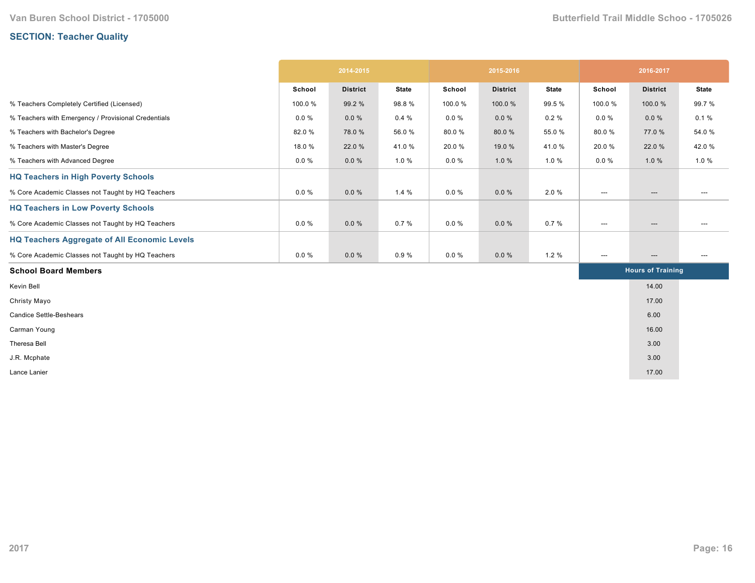## SECTION: Teacher Quality

| | 2014-2015 | | | 2015-2016 | | | 2016-2017 | | |
|---|---|---|---|---|---|---|---|---|---|
| | School | District | State | School | District | State | School | District | State |
| % Teachers Completely Certified (Licensed) | 100.0 % | 99.2 % | 98.8 % | 100.0 % | 100.0 % | 99.5 % | 100.0 % | 100.0 % | 99.7 % |
| % Teachers with Emergency / Provisional Credentials | 0.0 % | 0.0 % | 0.4 % | 0.0 % | 0.0 % | 0.2 % | 0.0 % | 0.0 % | 0.1 % |
| % Teachers with Bachelor's Degree | 82.0 % | 78.0 % | 56.0 % | 80.0 % | 80.0 % | 55.0 % | 80.0 % | 77.0 % | 54.0 % |
| % Teachers with Master's Degree | 18.0 % | 22.0 % | 41.0 % | 20.0 % | 19.0 % | 41.0 % | 20.0 % | 22.0 % | 42.0 % |
| % Teachers with Advanced Degree | 0.0 % | 0.0 % | 1.0 % | 0.0 % | 1.0 % | 1.0 % | 0.0 % | 1.0 % | 1.0 % |
| **HQ Teachers in High Poverty Schools** | | | | | | | | | |
| % Core Academic Classes not Taught by HQ Teachers | 0.0 % | 0.0 % | 1.4 % | 0.0 % | 0.0 % | 2.0 % | --- | --- | --- |
| **HQ Teachers in Low Poverty Schools** | | | | | | | | | |
| % Core Academic Classes not Taught by HQ Teachers | 0.0 % | 0.0 % | 0.7 % | 0.0 % | 0.0 % | 0.7 % | --- | --- | --- |
| **HQ Teachers Aggregate of All Economic Levels** | | | | | | | | | |
| % Core Academic Classes not Taught by HQ Teachers | 0.0 % | 0.0 % | 0.9 % | 0.0 % | 0.0 % | 1.2 % | --- | --- | --- |

| School Board Members | Hours of Training |
|---|---|
| Kevin Bell | 14.00 |
| Christy Mayo | 17.00 |
| Candice Settle-Beshears | 6.00 |
| Carman Young | 16.00 |
| Theresa Bell | 3.00 |
| J.R. Mcphate | 3.00 |
| Lance Lanier | 17.00 |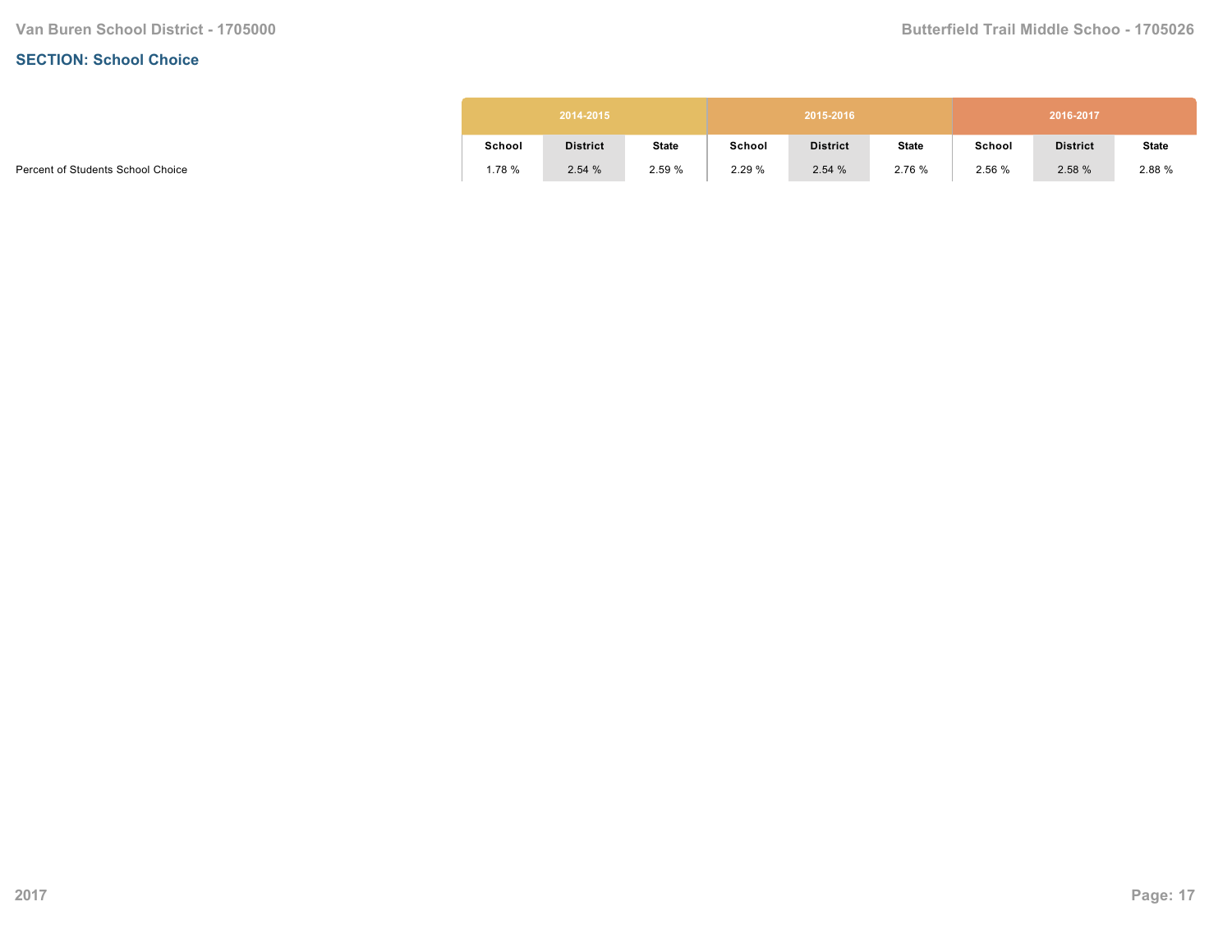## SECTION: School Choice

| | 2014-2015 | | | 2015-2016 | | | 2016-2017 | | |
|---|---|---|---|---|---|---|---|---|---|
| | School | District | State | School | District | State | School | District | State |
| Percent of Students School Choice | 1.78 % | 2.54 % | 2.59 % | 2.29 % | 2.54 % | 2.76 % | 2.56 % | 2.58 % | 2.88 % |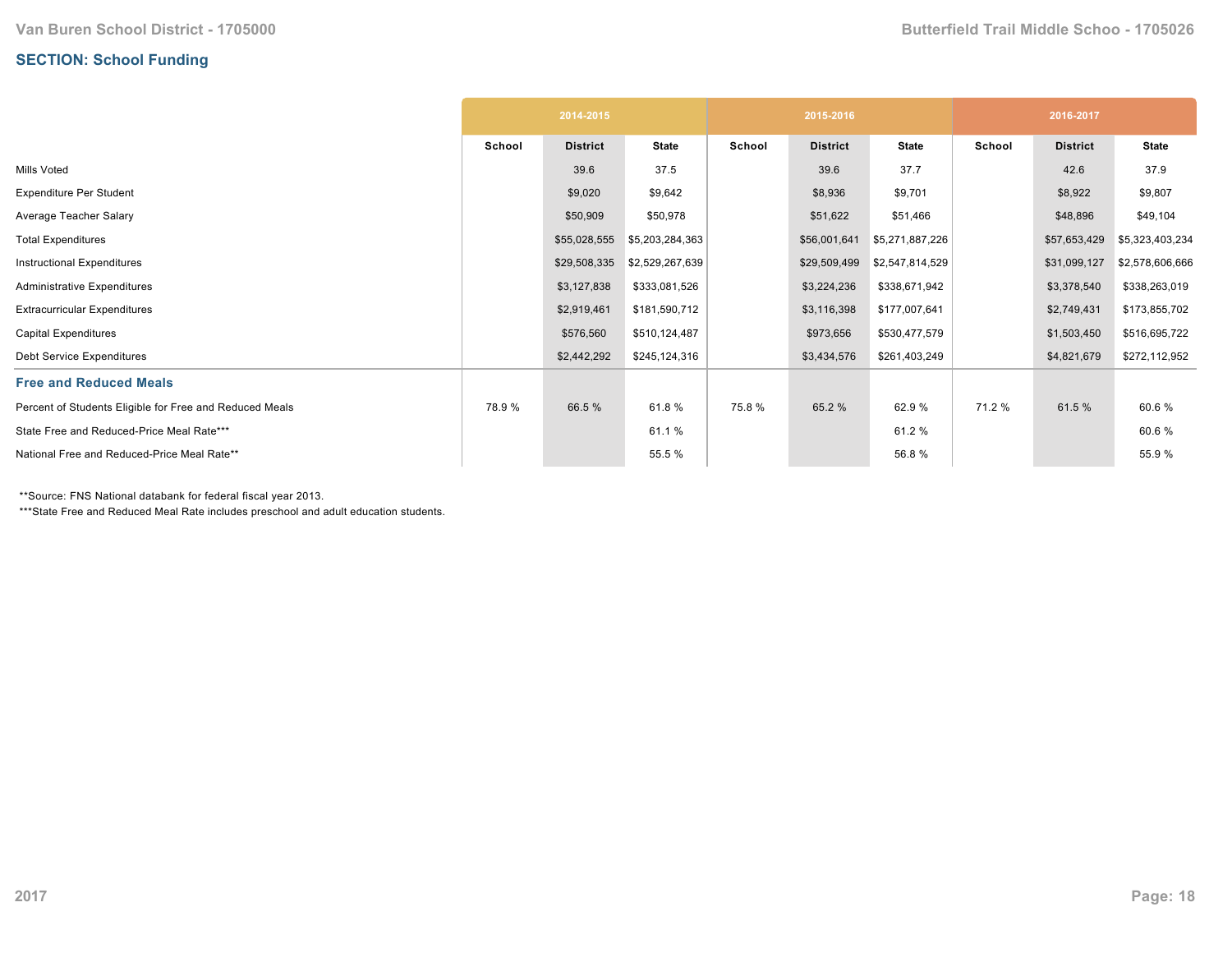## SECTION: School Funding

| | 2014-2015 | | | 2015-2016 | | | 2016-2017 | | |
|---|---|---|---|---|---|---|---|---|---|
| | School | District | State | School | District | State | School | District | State |
| Mills Voted | | 39.6 | 37.5 | | 39.6 | 37.7 | | 42.6 | 37.9 |
| Expenditure Per Student | | $9,020 | $9,642 | | $8,936 | $9,701 | | $8,922 | $9,807 |
| Average Teacher Salary | | $50,909 | $50,978 | | $51,622 | $51,466 | | $48,896 | $49,104 |
| Total Expenditures | | $55,028,555 | $5,203,284,363 | | $56,001,641 | $5,271,887,226 | | $57,653,429 | $5,323,403,234 |
| Instructional Expenditures | | $29,508,335 | $2,529,267,639 | | $29,509,499 | $2,547,814,529 | | $31,099,127 | $2,578,606,666 |
| Administrative Expenditures | | $3,127,838 | $333,081,526 | | $3,224,236 | $338,671,942 | | $3,378,540 | $338,263,019 |
| Extracurricular Expenditures | | $2,919,461 | $181,590,712 | | $3,116,398 | $177,007,641 | | $2,749,431 | $173,855,702 |
| Capital Expenditures | | $576,560 | $510,124,487 | | $973,656 | $530,477,579 | | $1,503,450 | $516,695,722 |
| Debt Service Expenditures | | $2,442,292 | $245,124,316 | | $3,434,576 | $261,403,249 | | $4,821,679 | $272,112,952 |
| **Free and Reduced Meals** | | | | | | | | | |
| Percent of Students Eligible for Free and Reduced Meals | 78.9 % | 66.5 % | 61.8 % | 75.8 % | 65.2 % | 62.9 % | 71.2 % | 61.5 % | 60.6 % |
| State Free and Reduced-Price Meal Rate*** | | | 61.1 % | | | 61.2 % | | | 60.6 % |
| National Free and Reduced-Price Meal Rate** | | | 55.5 % | | | 56.8 % | | | 55.9 % |

**Source: FNS National databank for federal fiscal year 2013.

***State Free and Reduced Meal Rate includes preschool and adult education students.